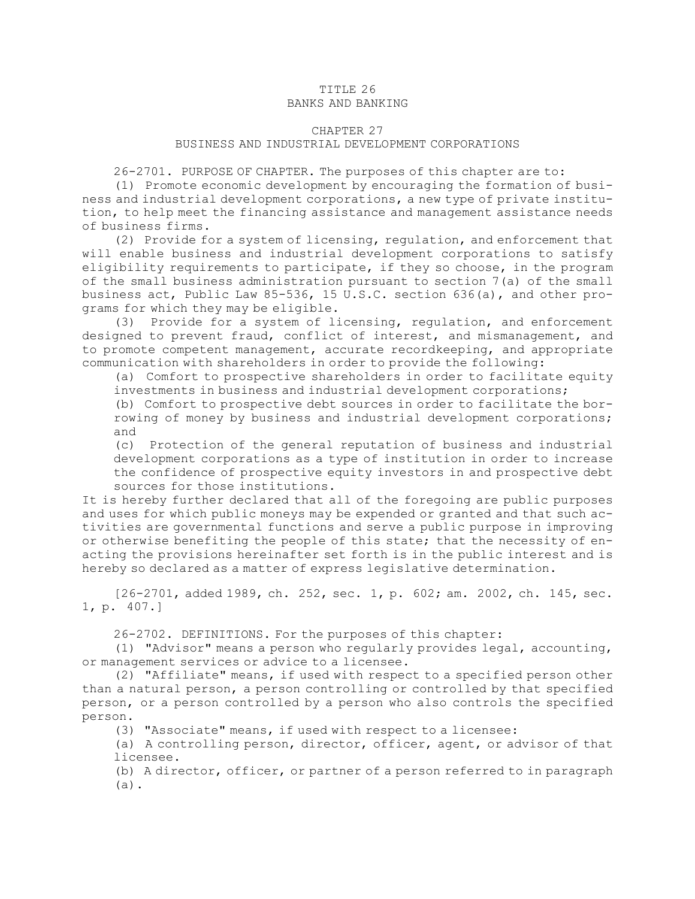# TITLE 26
# BANKS AND BANKING

## CHAPTER 27
## BUSINESS AND INDUSTRIAL DEVELOPMENT CORPORATIONS

26-2701. PURPOSE OF CHAPTER. The purposes of this chapter are to:

(1) Promote economic development by encouraging the formation of business and industrial development corporations, a new type of private institution, to help meet the financing assistance and management assistance needs of business firms.

(2) Provide for a system of licensing, regulation, and enforcement that will enable business and industrial development corporations to satisfy eligibility requirements to participate, if they so choose, in the program of the small business administration pursuant to section 7(a) of the small business act, Public Law 85-536, 15 U.S.C. section 636(a), and other programs for which they may be eligible.

(3) Provide for a system of licensing, regulation, and enforcement designed to prevent fraud, conflict of interest, and mismanagement, and to promote competent management, accurate recordkeeping, and appropriate communication with shareholders in order to provide the following:

(a) Comfort to prospective shareholders in order to facilitate equity investments in business and industrial development corporations;

(b) Comfort to prospective debt sources in order to facilitate the borrowing of money by business and industrial development corporations; and

(c) Protection of the general reputation of business and industrial development corporations as a type of institution in order to increase the confidence of prospective equity investors in and prospective debt sources for those institutions.

It is hereby further declared that all of the foregoing are public purposes and uses for which public moneys may be expended or granted and that such activities are governmental functions and serve a public purpose in improving or otherwise benefiting the people of this state; that the necessity of enacting the provisions hereinafter set forth is in the public interest and is hereby so declared as a matter of express legislative determination.

[26-2701, added 1989, ch. 252, sec. 1, p. 602; am. 2002, ch. 145, sec. 1, p. 407.]

26-2702. DEFINITIONS. For the purposes of this chapter:

(1) "Advisor" means a person who regularly provides legal, accounting, or management services or advice to a licensee.

(2) "Affiliate" means, if used with respect to a specified person other than a natural person, a person controlling or controlled by that specified person, or a person controlled by a person who also controls the specified person.

(3) "Associate" means, if used with respect to a licensee:

(a) A controlling person, director, officer, agent, or advisor of that licensee.

(b) A director, officer, or partner of a person referred to in paragraph (a).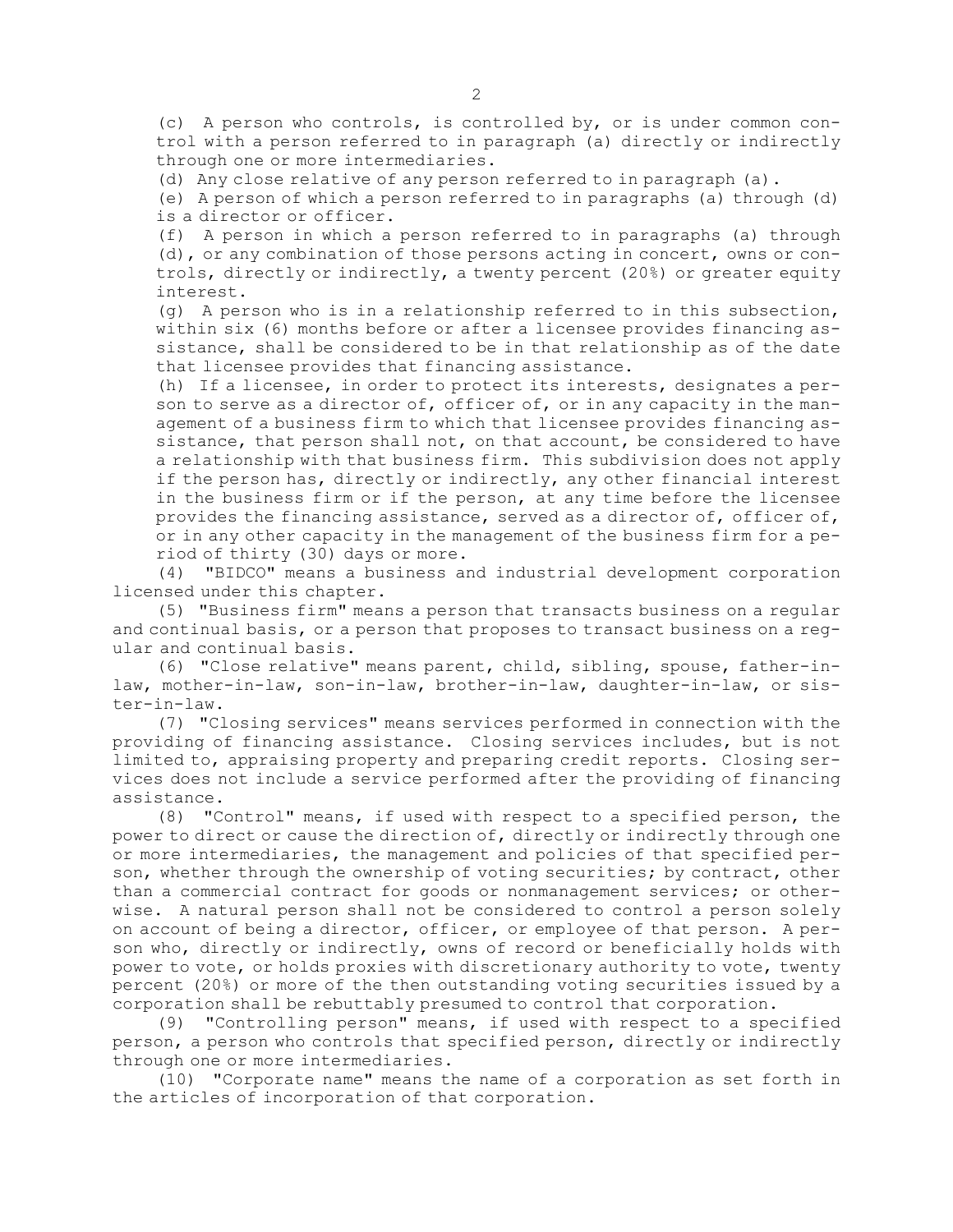(c) A person who controls, is controlled by, or is under common control with a person referred to in paragraph (a) directly or indirectly through one or more intermediaries.

(d) Any close relative of any person referred to in paragraph (a).

(e) A person of which a person referred to in paragraphs (a) through (d) is a director or officer.

(f) A person in which a person referred to in paragraphs (a) through (d), or any combination of those persons acting in concert, owns or controls, directly or indirectly, a twenty percent (20%) or greater equity interest.

(g) A person who is in a relationship referred to in this subsection, within six (6) months before or after a licensee provides financing assistance, shall be considered to be in that relationship as of the date that licensee provides that financing assistance.

(h) If a licensee, in order to protect its interests, designates a person to serve as a director of, officer of, or in any capacity in the management of a business firm to which that licensee provides financing assistance, that person shall not, on that account, be considered to have a relationship with that business firm. This subdivision does not apply if the person has, directly or indirectly, any other financial interest in the business firm or if the person, at any time before the licensee provides the financing assistance, served as a director of, officer of, or in any other capacity in the management of the business firm for a period of thirty (30) days or more.

(4) "BIDCO" means a business and industrial development corporation licensed under this chapter.

(5) "Business firm" means a person that transacts business on a regular and continual basis, or a person that proposes to transact business on a regular and continual basis.

(6) "Close relative" means parent, child, sibling, spouse, father-in-law, mother-in-law, son-in-law, brother-in-law, daughter-in-law, or sister-in-law.

(7) "Closing services" means services performed in connection with the providing of financing assistance. Closing services includes, but is not limited to, appraising property and preparing credit reports. Closing services does not include a service performed after the providing of financing assistance.

(8) "Control" means, if used with respect to a specified person, the power to direct or cause the direction of, directly or indirectly through one or more intermediaries, the management and policies of that specified person, whether through the ownership of voting securities; by contract, other than a commercial contract for goods or nonmanagement services; or otherwise. A natural person shall not be considered to control a person solely on account of being a director, officer, or employee of that person. A person who, directly or indirectly, owns of record or beneficially holds with power to vote, or holds proxies with discretionary authority to vote, twenty percent (20%) or more of the then outstanding voting securities issued by a corporation shall be rebuttably presumed to control that corporation.

(9) "Controlling person" means, if used with respect to a specified person, a person who controls that specified person, directly or indirectly through one or more intermediaries.

(10) "Corporate name" means the name of a corporation as set forth in the articles of incorporation of that corporation.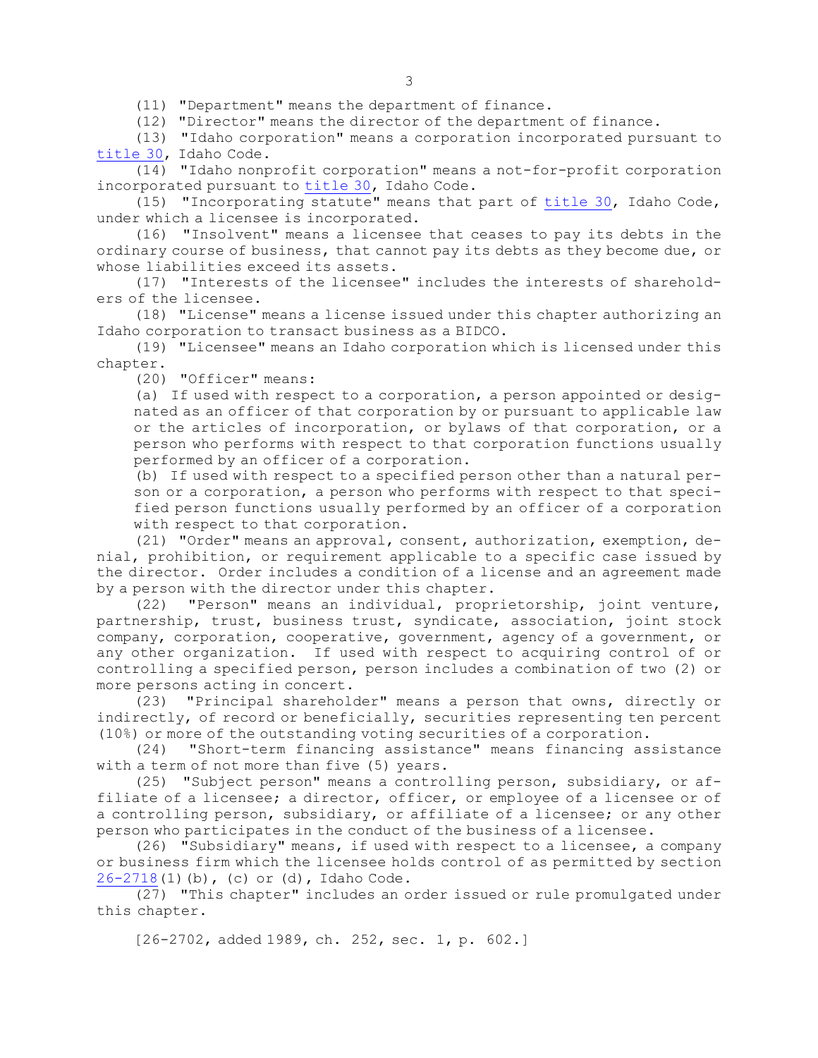(11) "Department" means the department of finance.

(12) "Director" means the director of the department of finance.

(13) "Idaho corporation" means a corporation incorporated pursuant to title 30, Idaho Code.

(14) "Idaho nonprofit corporation" means a not-for-profit corporation incorporated pursuant to title 30, Idaho Code.

(15) "Incorporating statute" means that part of title 30, Idaho Code, under which a licensee is incorporated.

(16) "Insolvent" means a licensee that ceases to pay its debts in the ordinary course of business, that cannot pay its debts as they become due, or whose liabilities exceed its assets.

(17) "Interests of the licensee" includes the interests of shareholders of the licensee.

(18) "License" means a license issued under this chapter authorizing an Idaho corporation to transact business as a BIDCO.

(19) "Licensee" means an Idaho corporation which is licensed under this chapter.

(20) "Officer" means:

(a) If used with respect to a corporation, a person appointed or designated as an officer of that corporation by or pursuant to applicable law or the articles of incorporation, or bylaws of that corporation, or a person who performs with respect to that corporation functions usually performed by an officer of a corporation.

(b) If used with respect to a specified person other than a natural person or a corporation, a person who performs with respect to that specified person functions usually performed by an officer of a corporation with respect to that corporation.

(21) "Order" means an approval, consent, authorization, exemption, denial, prohibition, or requirement applicable to a specific case issued by the director. Order includes a condition of a license and an agreement made by a person with the director under this chapter.

(22) "Person" means an individual, proprietorship, joint venture, partnership, trust, business trust, syndicate, association, joint stock company, corporation, cooperative, government, agency of a government, or any other organization. If used with respect to acquiring control of or controlling a specified person, person includes a combination of two (2) or more persons acting in concert.

(23) "Principal shareholder" means a person that owns, directly or indirectly, of record or beneficially, securities representing ten percent (10%) or more of the outstanding voting securities of a corporation.

(24) "Short-term financing assistance" means financing assistance with a term of not more than five (5) years.

(25) "Subject person" means a controlling person, subsidiary, or affiliate of a licensee; a director, officer, or employee of a licensee or of a controlling person, subsidiary, or affiliate of a licensee; or any other person who participates in the conduct of the business of a licensee.

(26) "Subsidiary" means, if used with respect to a licensee, a company or business firm which the licensee holds control of as permitted by section 26-2718(1)(b), (c) or (d), Idaho Code.

(27) "This chapter" includes an order issued or rule promulgated under this chapter.

[26-2702, added 1989, ch. 252, sec. 1, p. 602.]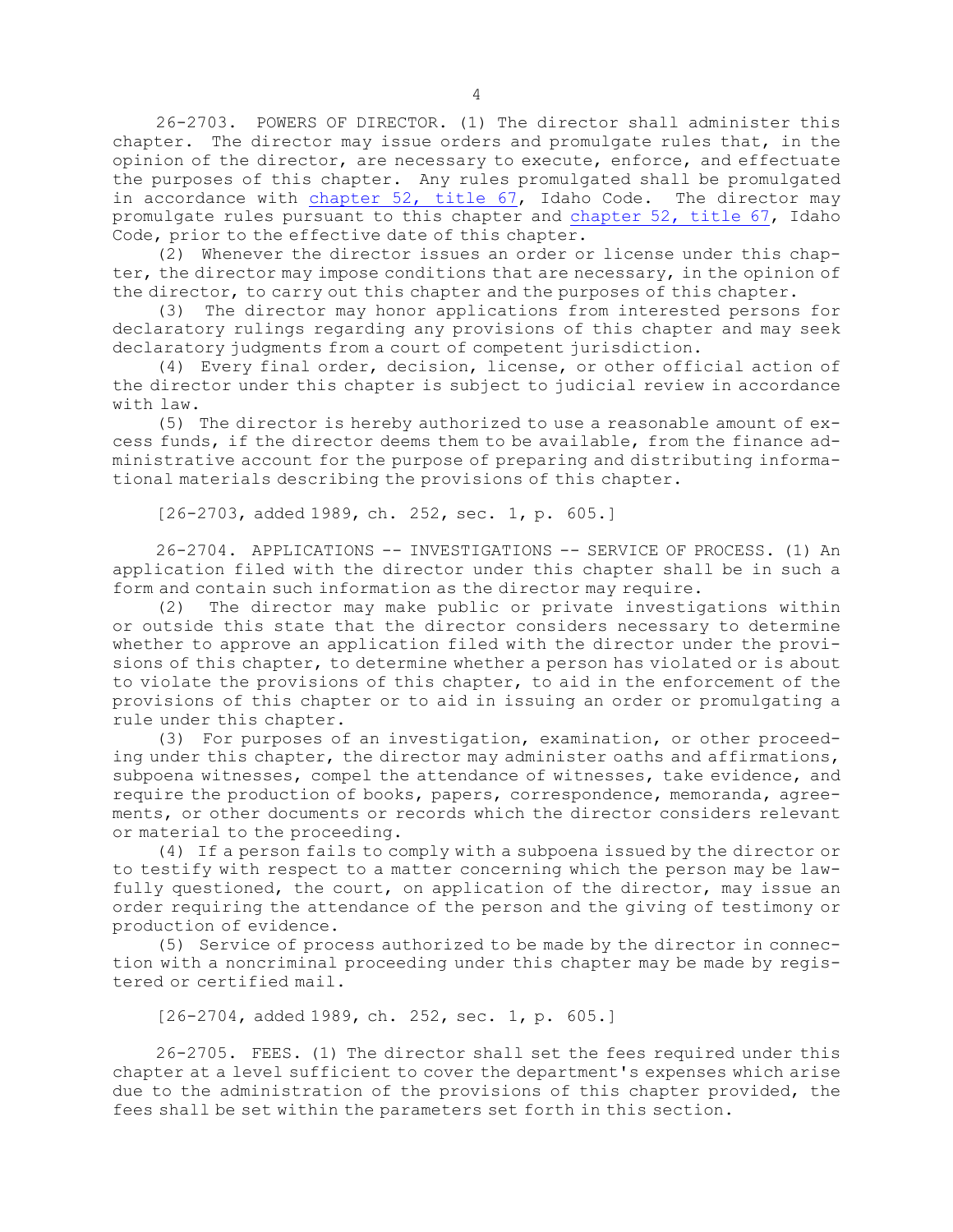26-2703. POWERS OF DIRECTOR. (1) The director shall administer this chapter. The director may issue orders and promulgate rules that, in the opinion of the director, are necessary to execute, enforce, and effectuate the purposes of this chapter. Any rules promulgated shall be promulgated in accordance with chapter 52, title 67, Idaho Code. The director may promulgate rules pursuant to this chapter and chapter 52, title 67, Idaho Code, prior to the effective date of this chapter.

(2) Whenever the director issues an order or license under this chapter, the director may impose conditions that are necessary, in the opinion of the director, to carry out this chapter and the purposes of this chapter.

(3) The director may honor applications from interested persons for declaratory rulings regarding any provisions of this chapter and may seek declaratory judgments from a court of competent jurisdiction.

(4) Every final order, decision, license, or other official action of the director under this chapter is subject to judicial review in accordance with law.

(5) The director is hereby authorized to use a reasonable amount of excess funds, if the director deems them to be available, from the finance administrative account for the purpose of preparing and distributing informational materials describing the provisions of this chapter.

[26-2703, added 1989, ch. 252, sec. 1, p. 605.]

26-2704. APPLICATIONS -- INVESTIGATIONS -- SERVICE OF PROCESS. (1) An application filed with the director under this chapter shall be in such a form and contain such information as the director may require.

(2) The director may make public or private investigations within or outside this state that the director considers necessary to determine whether to approve an application filed with the director under the provisions of this chapter, to determine whether a person has violated or is about to violate the provisions of this chapter, to aid in the enforcement of the provisions of this chapter or to aid in issuing an order or promulgating a rule under this chapter.

(3) For purposes of an investigation, examination, or other proceeding under this chapter, the director may administer oaths and affirmations, subpoena witnesses, compel the attendance of witnesses, take evidence, and require the production of books, papers, correspondence, memoranda, agreements, or other documents or records which the director considers relevant or material to the proceeding.

(4) If a person fails to comply with a subpoena issued by the director or to testify with respect to a matter concerning which the person may be lawfully questioned, the court, on application of the director, may issue an order requiring the attendance of the person and the giving of testimony or production of evidence.

(5) Service of process authorized to be made by the director in connection with a noncriminal proceeding under this chapter may be made by registered or certified mail.

[26-2704, added 1989, ch. 252, sec. 1, p. 605.]

26-2705. FEES. (1) The director shall set the fees required under this chapter at a level sufficient to cover the department's expenses which arise due to the administration of the provisions of this chapter provided, the fees shall be set within the parameters set forth in this section.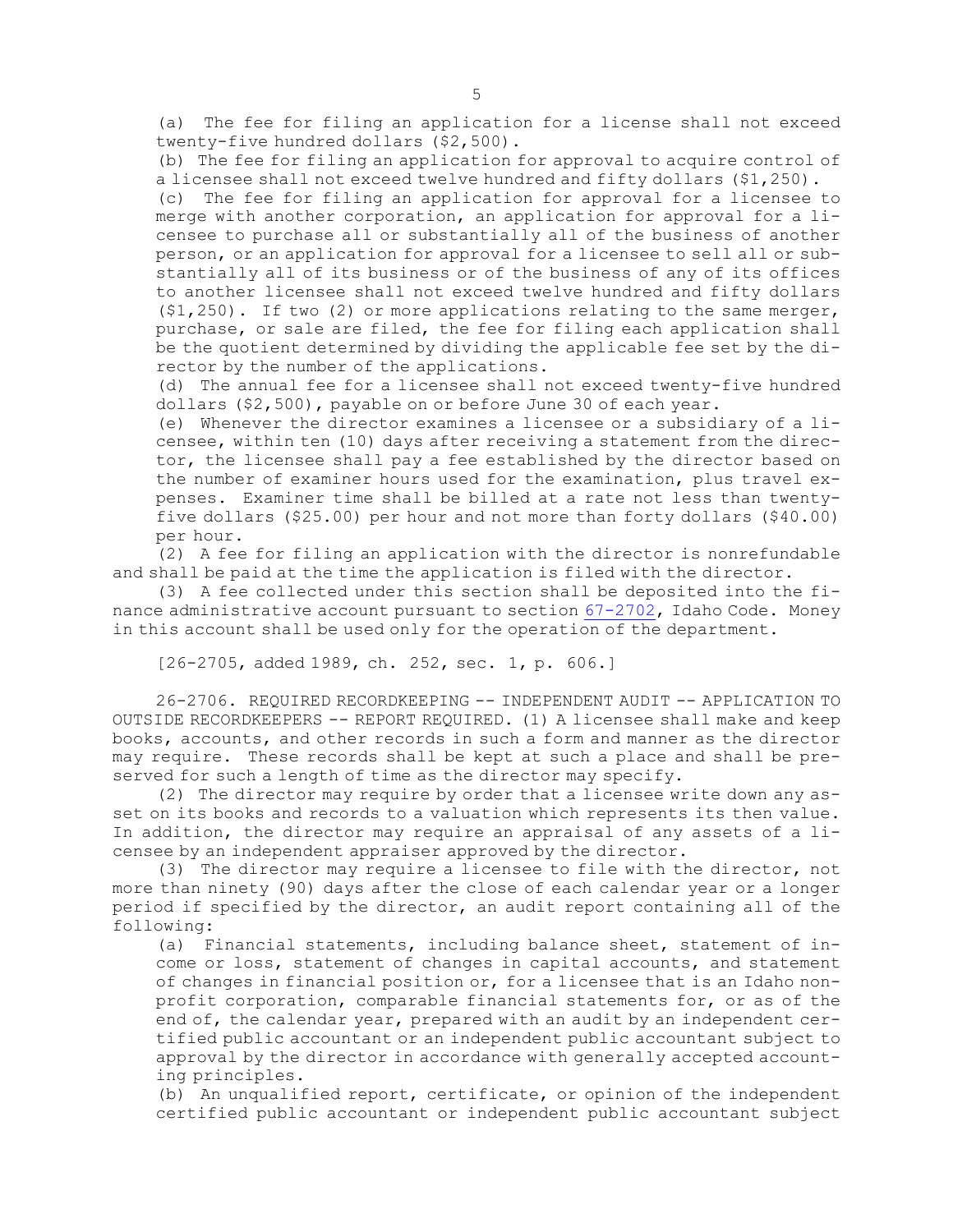(a) The fee for filing an application for a license shall not exceed twenty-five hundred dollars ($2,500).

(b) The fee for filing an application for approval to acquire control of a licensee shall not exceed twelve hundred and fifty dollars ($1,250).

(c) The fee for filing an application for approval for a licensee to merge with another corporation, an application for approval for a licensee to purchase all or substantially all of the business of another person, or an application for approval for a licensee to sell all or substantially all of its business or of the business of any of its offices to another licensee shall not exceed twelve hundred and fifty dollars ($1,250). If two (2) or more applications relating to the same merger, purchase, or sale are filed, the fee for filing each application shall be the quotient determined by dividing the applicable fee set by the director by the number of the applications.

(d) The annual fee for a licensee shall not exceed twenty-five hundred dollars ($2,500), payable on or before June 30 of each year.

(e) Whenever the director examines a licensee or a subsidiary of a licensee, within ten (10) days after receiving a statement from the director, the licensee shall pay a fee established by the director based on the number of examiner hours used for the examination, plus travel expenses. Examiner time shall be billed at a rate not less than twenty-five dollars ($25.00) per hour and not more than forty dollars ($40.00) per hour.

(2) A fee for filing an application with the director is nonrefundable and shall be paid at the time the application is filed with the director.

(3) A fee collected under this section shall be deposited into the finance administrative account pursuant to section 67-2702, Idaho Code. Money in this account shall be used only for the operation of the department.

[26-2705, added 1989, ch. 252, sec. 1, p. 606.]

26-2706. REQUIRED RECORDKEEPING -- INDEPENDENT AUDIT -- APPLICATION TO OUTSIDE RECORDKEEPERS -- REPORT REQUIRED. (1) A licensee shall make and keep books, accounts, and other records in such a form and manner as the director may require. These records shall be kept at such a place and shall be preserved for such a length of time as the director may specify.

(2) The director may require by order that a licensee write down any asset on its books and records to a valuation which represents its then value. In addition, the director may require an appraisal of any assets of a licensee by an independent appraiser approved by the director.

(3) The director may require a licensee to file with the director, not more than ninety (90) days after the close of each calendar year or a longer period if specified by the director, an audit report containing all of the following:

(a) Financial statements, including balance sheet, statement of income or loss, statement of changes in capital accounts, and statement of changes in financial position or, for a licensee that is an Idaho nonprofit corporation, comparable financial statements for, or as of the end of, the calendar year, prepared with an audit by an independent certified public accountant or an independent public accountant subject to approval by the director in accordance with generally accepted accounting principles.

(b) An unqualified report, certificate, or opinion of the independent certified public accountant or independent public accountant subject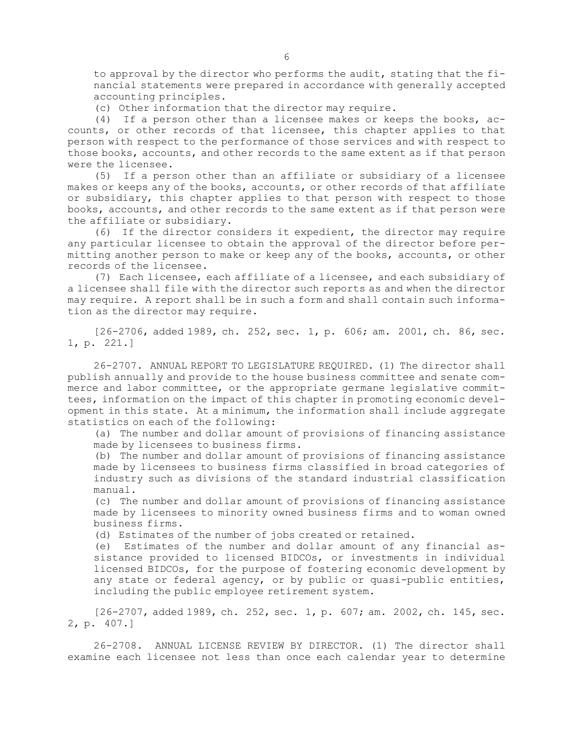to approval by the director who performs the audit, stating that the financial statements were prepared in accordance with generally accepted accounting principles.

(c) Other information that the director may require.

(4) If a person other than a licensee makes or keeps the books, accounts, or other records of that licensee, this chapter applies to that person with respect to the performance of those services and with respect to those books, accounts, and other records to the same extent as if that person were the licensee.

(5) If a person other than an affiliate or subsidiary of a licensee makes or keeps any of the books, accounts, or other records of that affiliate or subsidiary, this chapter applies to that person with respect to those books, accounts, and other records to the same extent as if that person were the affiliate or subsidiary.

(6) If the director considers it expedient, the director may require any particular licensee to obtain the approval of the director before permitting another person to make or keep any of the books, accounts, or other records of the licensee.

(7) Each licensee, each affiliate of a licensee, and each subsidiary of a licensee shall file with the director such reports as and when the director may require. A report shall be in such a form and shall contain such information as the director may require.

[26-2706, added 1989, ch. 252, sec. 1, p. 606; am. 2001, ch. 86, sec. 1, p. 221.]

26-2707. ANNUAL REPORT TO LEGISLATURE REQUIRED. (1) The director shall publish annually and provide to the house business committee and senate commerce and labor committee, or the appropriate germane legislative committees, information on the impact of this chapter in promoting economic development in this state. At a minimum, the information shall include aggregate statistics on each of the following:

(a) The number and dollar amount of provisions of financing assistance made by licensees to business firms.

(b) The number and dollar amount of provisions of financing assistance made by licensees to business firms classified in broad categories of industry such as divisions of the standard industrial classification manual.

(c) The number and dollar amount of provisions of financing assistance made by licensees to minority owned business firms and to woman owned business firms.

(d) Estimates of the number of jobs created or retained.

(e) Estimates of the number and dollar amount of any financial assistance provided to licensed BIDCOs, or investments in individual licensed BIDCOs, for the purpose of fostering economic development by any state or federal agency, or by public or quasi-public entities, including the public employee retirement system.

[26-2707, added 1989, ch. 252, sec. 1, p. 607; am. 2002, ch. 145, sec. 2, p. 407.]

26-2708. ANNUAL LICENSE REVIEW BY DIRECTOR. (1) The director shall examine each licensee not less than once each calendar year to determine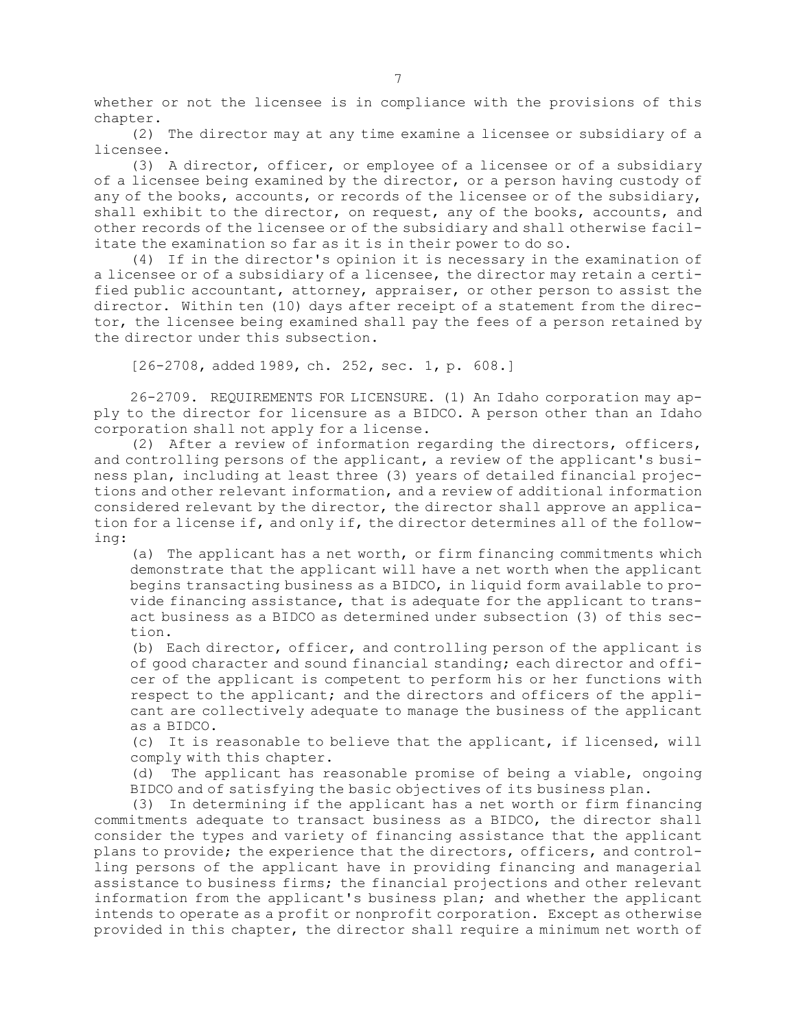whether or not the licensee is in compliance with the provisions of this chapter.

(2) The director may at any time examine a licensee or subsidiary of a licensee.

(3) A director, officer, or employee of a licensee or of a subsidiary of a licensee being examined by the director, or a person having custody of any of the books, accounts, or records of the licensee or of the subsidiary, shall exhibit to the director, on request, any of the books, accounts, and other records of the licensee or of the subsidiary and shall otherwise facilitate the examination so far as it is in their power to do so.

(4) If in the director's opinion it is necessary in the examination of a licensee or of a subsidiary of a licensee, the director may retain a certified public accountant, attorney, appraiser, or other person to assist the director. Within ten (10) days after receipt of a statement from the director, the licensee being examined shall pay the fees of a person retained by the director under this subsection.

[26-2708, added 1989, ch. 252, sec. 1, p. 608.]

26-2709. REQUIREMENTS FOR LICENSURE. (1) An Idaho corporation may apply to the director for licensure as a BIDCO. A person other than an Idaho corporation shall not apply for a license.

(2) After a review of information regarding the directors, officers, and controlling persons of the applicant, a review of the applicant's business plan, including at least three (3) years of detailed financial projections and other relevant information, and a review of additional information considered relevant by the director, the director shall approve an application for a license if, and only if, the director determines all of the following:

(a) The applicant has a net worth, or firm financing commitments which demonstrate that the applicant will have a net worth when the applicant begins transacting business as a BIDCO, in liquid form available to provide financing assistance, that is adequate for the applicant to transact business as a BIDCO as determined under subsection (3) of this section.

(b) Each director, officer, and controlling person of the applicant is of good character and sound financial standing; each director and officer of the applicant is competent to perform his or her functions with respect to the applicant; and the directors and officers of the applicant are collectively adequate to manage the business of the applicant as a BIDCO.

(c) It is reasonable to believe that the applicant, if licensed, will comply with this chapter.

(d) The applicant has reasonable promise of being a viable, ongoing BIDCO and of satisfying the basic objectives of its business plan.

(3) In determining if the applicant has a net worth or firm financing commitments adequate to transact business as a BIDCO, the director shall consider the types and variety of financing assistance that the applicant plans to provide; the experience that the directors, officers, and controlling persons of the applicant have in providing financing and managerial assistance to business firms; the financial projections and other relevant information from the applicant's business plan; and whether the applicant intends to operate as a profit or nonprofit corporation. Except as otherwise provided in this chapter, the director shall require a minimum net worth of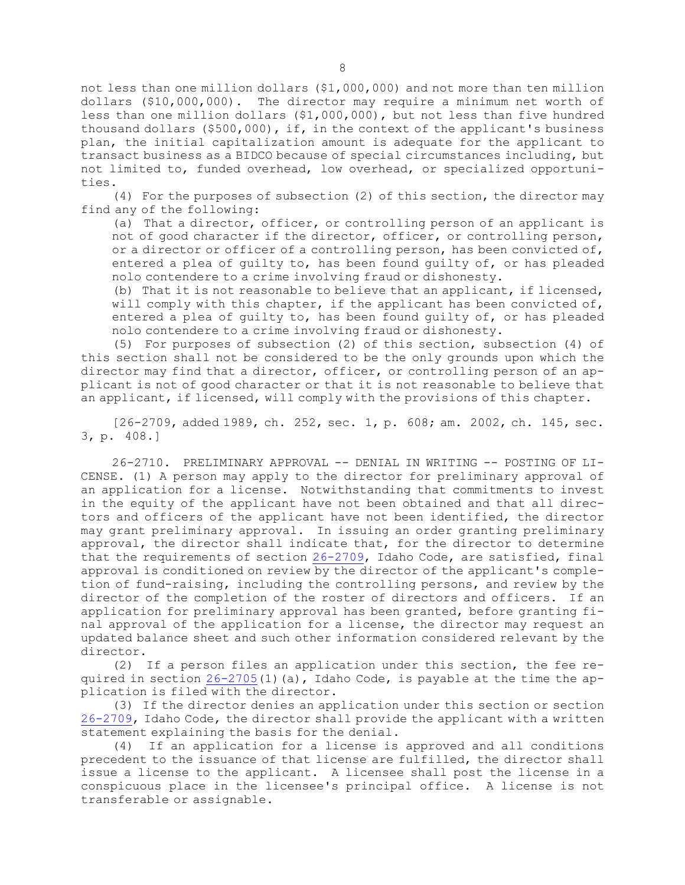not less than one million dollars ($1,000,000) and not more than ten million dollars ($10,000,000). The director may require a minimum net worth of less than one million dollars ($1,000,000), but not less than five hundred thousand dollars ($500,000), if, in the context of the applicant's business plan, the initial capitalization amount is adequate for the applicant to transact business as a BIDCO because of special circumstances including, but not limited to, funded overhead, low overhead, or specialized opportunities.

(4) For the purposes of subsection (2) of this section, the director may find any of the following:

(a) That a director, officer, or controlling person of an applicant is not of good character if the director, officer, or controlling person, or a director or officer of a controlling person, has been convicted of, entered a plea of guilty to, has been found guilty of, or has pleaded nolo contendere to a crime involving fraud or dishonesty.

(b) That it is not reasonable to believe that an applicant, if licensed, will comply with this chapter, if the applicant has been convicted of, entered a plea of guilty to, has been found guilty of, or has pleaded nolo contendere to a crime involving fraud or dishonesty.

(5) For purposes of subsection (2) of this section, subsection (4) of this section shall not be considered to be the only grounds upon which the director may find that a director, officer, or controlling person of an applicant is not of good character or that it is not reasonable to believe that an applicant, if licensed, will comply with the provisions of this chapter.

[26-2709, added 1989, ch. 252, sec. 1, p. 608; am. 2002, ch. 145, sec. 3, p. 408.]

26-2710. PRELIMINARY APPROVAL -- DENIAL IN WRITING -- POSTING OF LICENSE. (1) A person may apply to the director for preliminary approval of an application for a license. Notwithstanding that commitments to invest in the equity of the applicant have not been obtained and that all directors and officers of the applicant have not been identified, the director may grant preliminary approval. In issuing an order granting preliminary approval, the director shall indicate that, for the director to determine that the requirements of section 26-2709, Idaho Code, are satisfied, final approval is conditioned on review by the director of the applicant's completion of fund-raising, including the controlling persons, and review by the director of the completion of the roster of directors and officers. If an application for preliminary approval has been granted, before granting final approval of the application for a license, the director may request an updated balance sheet and such other information considered relevant by the director.

(2) If a person files an application under this section, the fee required in section 26-2705(1)(a), Idaho Code, is payable at the time the application is filed with the director.

(3) If the director denies an application under this section or section 26-2709, Idaho Code, the director shall provide the applicant with a written statement explaining the basis for the denial.

(4) If an application for a license is approved and all conditions precedent to the issuance of that license are fulfilled, the director shall issue a license to the applicant. A licensee shall post the license in a conspicuous place in the licensee's principal office. A license is not transferable or assignable.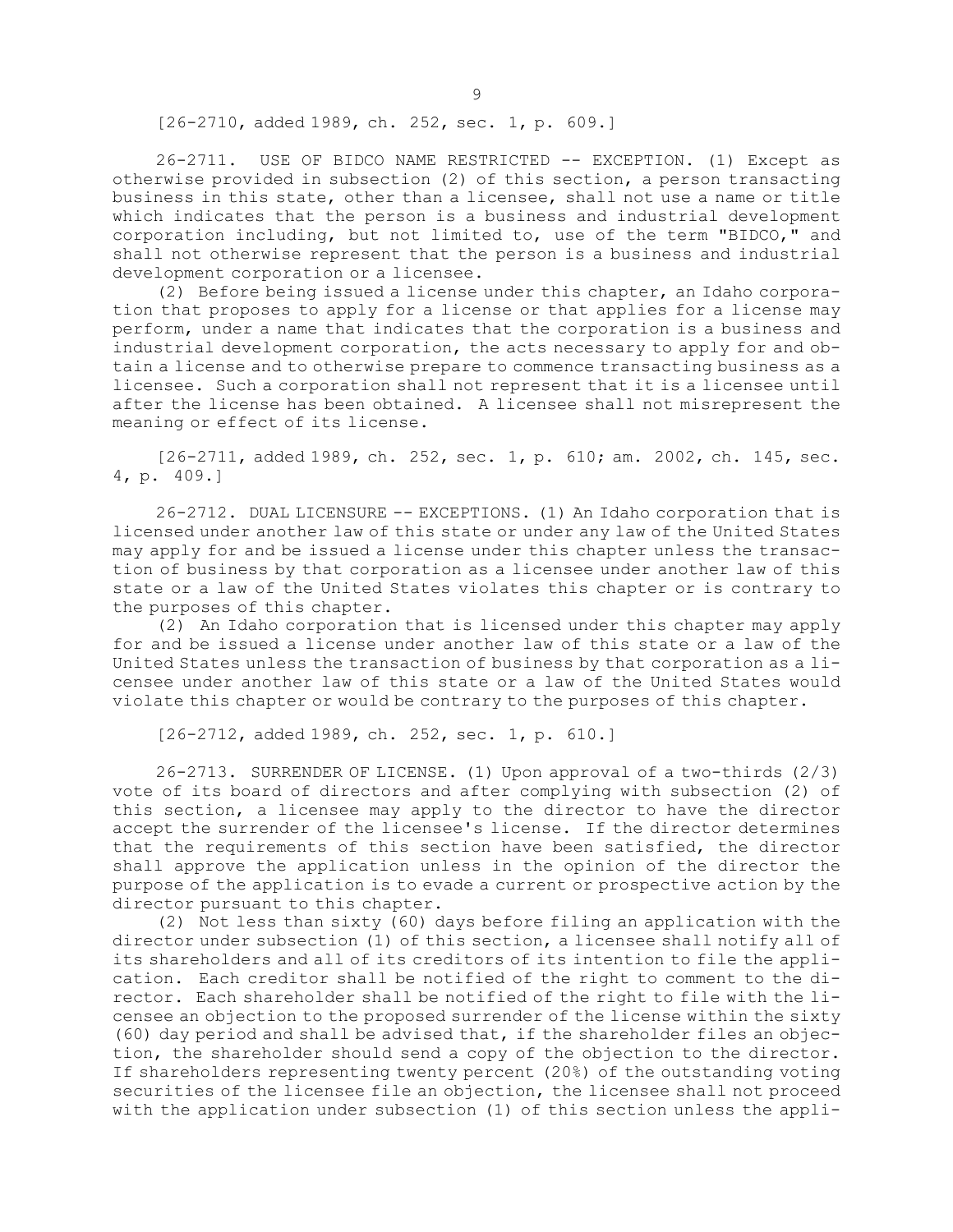[26-2710, added 1989, ch. 252, sec. 1, p. 609.]

26-2711. USE OF BIDCO NAME RESTRICTED -- EXCEPTION. (1) Except as otherwise provided in subsection (2) of this section, a person transacting business in this state, other than a licensee, shall not use a name or title which indicates that the person is a business and industrial development corporation including, but not limited to, use of the term "BIDCO," and shall not otherwise represent that the person is a business and industrial development corporation or a licensee.

(2) Before being issued a license under this chapter, an Idaho corporation that proposes to apply for a license or that applies for a license may perform, under a name that indicates that the corporation is a business and industrial development corporation, the acts necessary to apply for and obtain a license and to otherwise prepare to commence transacting business as a licensee. Such a corporation shall not represent that it is a licensee until after the license has been obtained. A licensee shall not misrepresent the meaning or effect of its license.

[26-2711, added 1989, ch. 252, sec. 1, p. 610; am. 2002, ch. 145, sec. 4, p. 409.]

26-2712. DUAL LICENSURE -- EXCEPTIONS. (1) An Idaho corporation that is licensed under another law of this state or under any law of the United States may apply for and be issued a license under this chapter unless the transaction of business by that corporation as a licensee under another law of this state or a law of the United States violates this chapter or is contrary to the purposes of this chapter.

(2) An Idaho corporation that is licensed under this chapter may apply for and be issued a license under another law of this state or a law of the United States unless the transaction of business by that corporation as a licensee under another law of this state or a law of the United States would violate this chapter or would be contrary to the purposes of this chapter.

[26-2712, added 1989, ch. 252, sec. 1, p. 610.]

26-2713. SURRENDER OF LICENSE. (1) Upon approval of a two-thirds (2/3) vote of its board of directors and after complying with subsection (2) of this section, a licensee may apply to the director to have the director accept the surrender of the licensee's license. If the director determines that the requirements of this section have been satisfied, the director shall approve the application unless in the opinion of the director the purpose of the application is to evade a current or prospective action by the director pursuant to this chapter.

(2) Not less than sixty (60) days before filing an application with the director under subsection (1) of this section, a licensee shall notify all of its shareholders and all of its creditors of its intention to file the application. Each creditor shall be notified of the right to comment to the director. Each shareholder shall be notified of the right to file with the licensee an objection to the proposed surrender of the license within the sixty (60) day period and shall be advised that, if the shareholder files an objection, the shareholder should send a copy of the objection to the director. If shareholders representing twenty percent (20%) of the outstanding voting securities of the licensee file an objection, the licensee shall not proceed with the application under subsection (1) of this section unless the appli-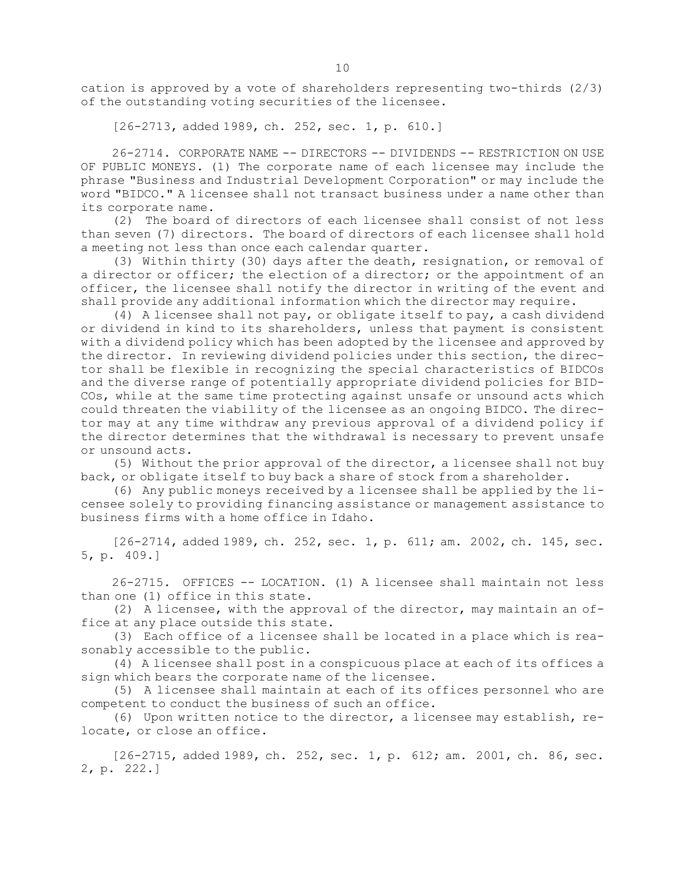cation is approved by a vote of shareholders representing two-thirds (2/3) of the outstanding voting securities of the licensee.

[26-2713, added 1989, ch. 252, sec. 1, p. 610.]

26-2714. CORPORATE NAME -- DIRECTORS -- DIVIDENDS -- RESTRICTION ON USE OF PUBLIC MONEYS. (1) The corporate name of each licensee may include the phrase "Business and Industrial Development Corporation" or may include the word "BIDCO." A licensee shall not transact business under a name other than its corporate name.

(2) The board of directors of each licensee shall consist of not less than seven (7) directors. The board of directors of each licensee shall hold a meeting not less than once each calendar quarter.

(3) Within thirty (30) days after the death, resignation, or removal of a director or officer; the election of a director; or the appointment of an officer, the licensee shall notify the director in writing of the event and shall provide any additional information which the director may require.

(4) A licensee shall not pay, or obligate itself to pay, a cash dividend or dividend in kind to its shareholders, unless that payment is consistent with a dividend policy which has been adopted by the licensee and approved by the director. In reviewing dividend policies under this section, the director shall be flexible in recognizing the special characteristics of BIDCOs and the diverse range of potentially appropriate dividend policies for BIDCOs, while at the same time protecting against unsafe or unsound acts which could threaten the viability of the licensee as an ongoing BIDCO. The director may at any time withdraw any previous approval of a dividend policy if the director determines that the withdrawal is necessary to prevent unsafe or unsound acts.

(5) Without the prior approval of the director, a licensee shall not buy back, or obligate itself to buy back a share of stock from a shareholder.

(6) Any public moneys received by a licensee shall be applied by the licensee solely to providing financing assistance or management assistance to business firms with a home office in Idaho.

[26-2714, added 1989, ch. 252, sec. 1, p. 611; am. 2002, ch. 145, sec. 5, p. 409.]

26-2715. OFFICES -- LOCATION. (1) A licensee shall maintain not less than one (1) office in this state.

(2) A licensee, with the approval of the director, may maintain an office at any place outside this state.

(3) Each office of a licensee shall be located in a place which is reasonably accessible to the public.

(4) A licensee shall post in a conspicuous place at each of its offices a sign which bears the corporate name of the licensee.

(5) A licensee shall maintain at each of its offices personnel who are competent to conduct the business of such an office.

(6) Upon written notice to the director, a licensee may establish, relocate, or close an office.

[26-2715, added 1989, ch. 252, sec. 1, p. 612; am. 2001, ch. 86, sec. 2, p. 222.]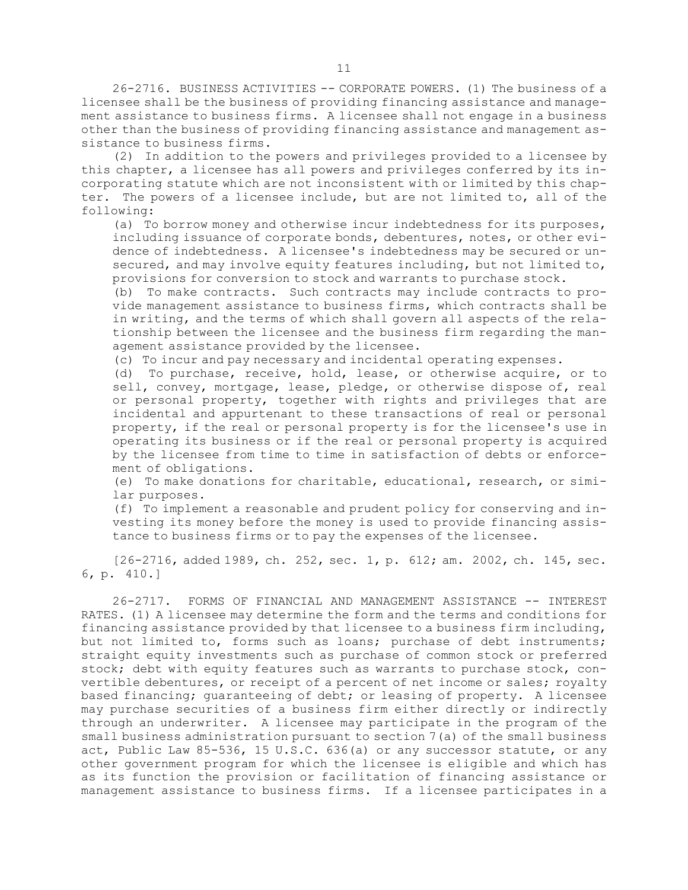26-2716. BUSINESS ACTIVITIES -- CORPORATE POWERS. (1) The business of a licensee shall be the business of providing financing assistance and management assistance to business firms. A licensee shall not engage in a business other than the business of providing financing assistance and management assistance to business firms.

(2) In addition to the powers and privileges provided to a licensee by this chapter, a licensee has all powers and privileges conferred by its incorporating statute which are not inconsistent with or limited by this chapter. The powers of a licensee include, but are not limited to, all of the following:

(a) To borrow money and otherwise incur indebtedness for its purposes, including issuance of corporate bonds, debentures, notes, or other evidence of indebtedness. A licensee's indebtedness may be secured or unsecured, and may involve equity features including, but not limited to, provisions for conversion to stock and warrants to purchase stock.

(b) To make contracts. Such contracts may include contracts to provide management assistance to business firms, which contracts shall be in writing, and the terms of which shall govern all aspects of the relationship between the licensee and the business firm regarding the management assistance provided by the licensee.

(c) To incur and pay necessary and incidental operating expenses.

(d) To purchase, receive, hold, lease, or otherwise acquire, or to sell, convey, mortgage, lease, pledge, or otherwise dispose of, real or personal property, together with rights and privileges that are incidental and appurtenant to these transactions of real or personal property, if the real or personal property is for the licensee's use in operating its business or if the real or personal property is acquired by the licensee from time to time in satisfaction of debts or enforcement of obligations.

(e) To make donations for charitable, educational, research, or similar purposes.

(f) To implement a reasonable and prudent policy for conserving and investing its money before the money is used to provide financing assistance to business firms or to pay the expenses of the licensee.

[26-2716, added 1989, ch. 252, sec. 1, p. 612; am. 2002, ch. 145, sec. 6, p. 410.]

26-2717. FORMS OF FINANCIAL AND MANAGEMENT ASSISTANCE -- INTEREST RATES. (1) A licensee may determine the form and the terms and conditions for financing assistance provided by that licensee to a business firm including, but not limited to, forms such as loans; purchase of debt instruments; straight equity investments such as purchase of common stock or preferred stock; debt with equity features such as warrants to purchase stock, convertible debentures, or receipt of a percent of net income or sales; royalty based financing; guaranteeing of debt; or leasing of property. A licensee may purchase securities of a business firm either directly or indirectly through an underwriter. A licensee may participate in the program of the small business administration pursuant to section 7(a) of the small business act, Public Law 85-536, 15 U.S.C. 636(a) or any successor statute, or any other government program for which the licensee is eligible and which has as its function the provision or facilitation of financing assistance or management assistance to business firms. If a licensee participates in a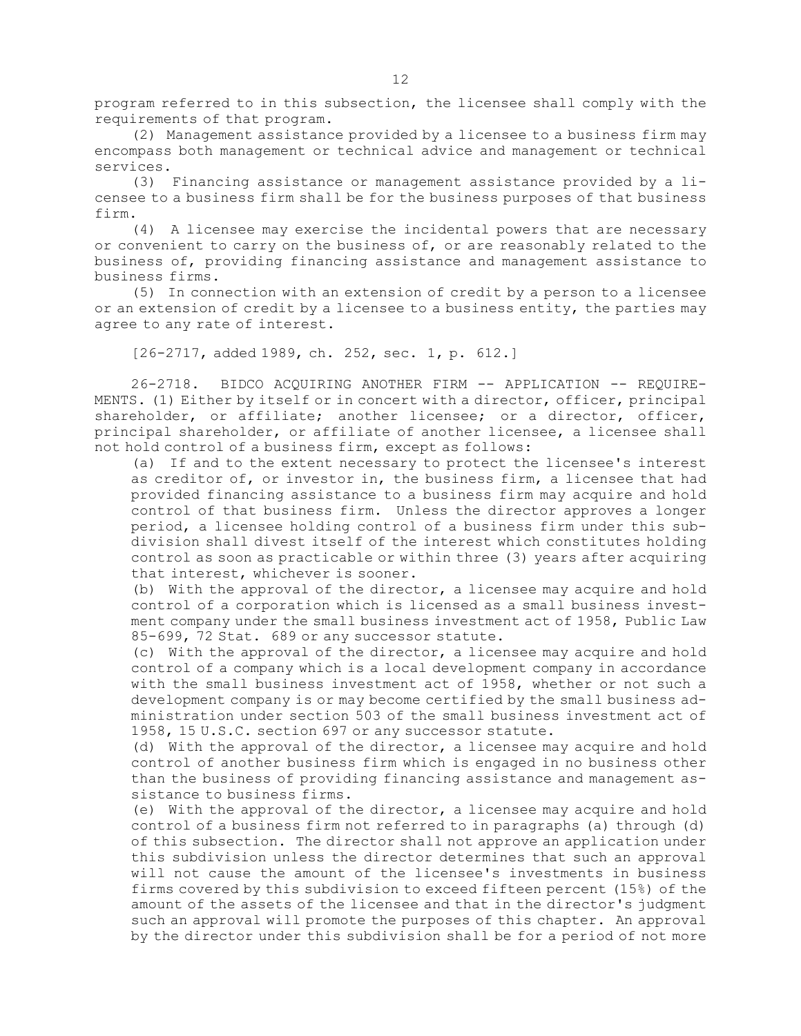program referred to in this subsection, the licensee shall comply with the requirements of that program.

(2) Management assistance provided by a licensee to a business firm may encompass both management or technical advice and management or technical services.

(3) Financing assistance or management assistance provided by a licensee to a business firm shall be for the business purposes of that business firm.

(4) A licensee may exercise the incidental powers that are necessary or convenient to carry on the business of, or are reasonably related to the business of, providing financing assistance and management assistance to business firms.

(5) In connection with an extension of credit by a person to a licensee or an extension of credit by a licensee to a business entity, the parties may agree to any rate of interest.

[26-2717, added 1989, ch. 252, sec. 1, p. 612.]

26-2718. BIDCO ACQUIRING ANOTHER FIRM -- APPLICATION -- REQUIREMENTS. (1) Either by itself or in concert with a director, officer, principal shareholder, or affiliate; another licensee; or a director, officer, principal shareholder, or affiliate of another licensee, a licensee shall not hold control of a business firm, except as follows:

(a) If and to the extent necessary to protect the licensee's interest as creditor of, or investor in, the business firm, a licensee that had provided financing assistance to a business firm may acquire and hold control of that business firm. Unless the director approves a longer period, a licensee holding control of a business firm under this subdivision shall divest itself of the interest which constitutes holding control as soon as practicable or within three (3) years after acquiring that interest, whichever is sooner.

(b) With the approval of the director, a licensee may acquire and hold control of a corporation which is licensed as a small business investment company under the small business investment act of 1958, Public Law 85-699, 72 Stat. 689 or any successor statute.

(c) With the approval of the director, a licensee may acquire and hold control of a company which is a local development company in accordance with the small business investment act of 1958, whether or not such a development company is or may become certified by the small business administration under section 503 of the small business investment act of 1958, 15 U.S.C. section 697 or any successor statute.

(d) With the approval of the director, a licensee may acquire and hold control of another business firm which is engaged in no business other than the business of providing financing assistance and management assistance to business firms.

(e) With the approval of the director, a licensee may acquire and hold control of a business firm not referred to in paragraphs (a) through (d) of this subsection. The director shall not approve an application under this subdivision unless the director determines that such an approval will not cause the amount of the licensee's investments in business firms covered by this subdivision to exceed fifteen percent (15%) of the amount of the assets of the licensee and that in the director's judgment such an approval will promote the purposes of this chapter. An approval by the director under this subdivision shall be for a period of not more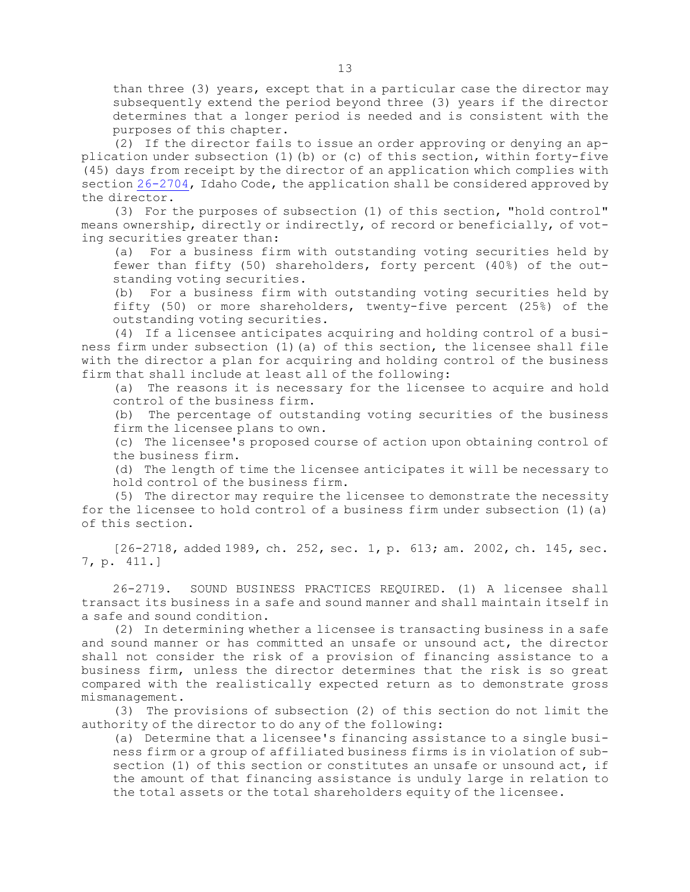than three (3) years, except that in a particular case the director may subsequently extend the period beyond three (3) years if the director determines that a longer period is needed and is consistent with the purposes of this chapter.

(2) If the director fails to issue an order approving or denying an application under subsection (1)(b) or (c) of this section, within forty-five (45) days from receipt by the director of an application which complies with section 26-2704, Idaho Code, the application shall be considered approved by the director.

(3) For the purposes of subsection (1) of this section, "hold control" means ownership, directly or indirectly, of record or beneficially, of voting securities greater than:

(a) For a business firm with outstanding voting securities held by fewer than fifty (50) shareholders, forty percent (40%) of the outstanding voting securities.

(b) For a business firm with outstanding voting securities held by fifty (50) or more shareholders, twenty-five percent (25%) of the outstanding voting securities.

(4) If a licensee anticipates acquiring and holding control of a business firm under subsection (1)(a) of this section, the licensee shall file with the director a plan for acquiring and holding control of the business firm that shall include at least all of the following:

(a) The reasons it is necessary for the licensee to acquire and hold control of the business firm.

(b) The percentage of outstanding voting securities of the business firm the licensee plans to own.

(c) The licensee's proposed course of action upon obtaining control of the business firm.

(d) The length of time the licensee anticipates it will be necessary to hold control of the business firm.

(5) The director may require the licensee to demonstrate the necessity for the licensee to hold control of a business firm under subsection (1)(a) of this section.

[26-2718, added 1989, ch. 252, sec. 1, p. 613; am. 2002, ch. 145, sec. 7, p. 411.]

26-2719. SOUND BUSINESS PRACTICES REQUIRED. (1) A licensee shall transact its business in a safe and sound manner and shall maintain itself in a safe and sound condition.

(2) In determining whether a licensee is transacting business in a safe and sound manner or has committed an unsafe or unsound act, the director shall not consider the risk of a provision of financing assistance to a business firm, unless the director determines that the risk is so great compared with the realistically expected return as to demonstrate gross mismanagement.

(3) The provisions of subsection (2) of this section do not limit the authority of the director to do any of the following:

(a) Determine that a licensee's financing assistance to a single business firm or a group of affiliated business firms is in violation of subsection (1) of this section or constitutes an unsafe or unsound act, if the amount of that financing assistance is unduly large in relation to the total assets or the total shareholders equity of the licensee.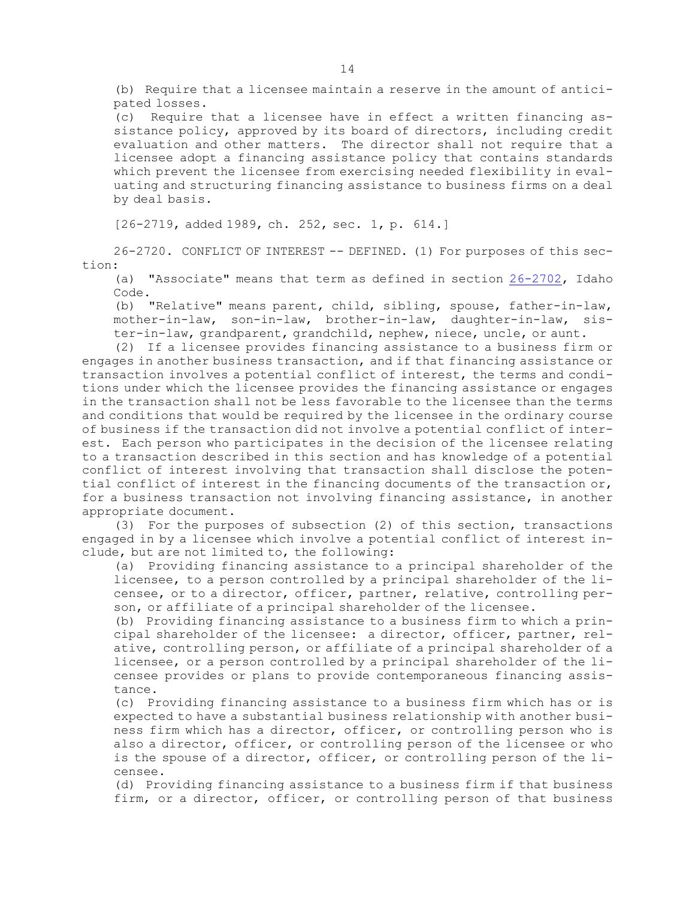(b) Require that a licensee maintain a reserve in the amount of anticipated losses.

(c) Require that a licensee have in effect a written financing assistance policy, approved by its board of directors, including credit evaluation and other matters. The director shall not require that a licensee adopt a financing assistance policy that contains standards which prevent the licensee from exercising needed flexibility in evaluating and structuring financing assistance to business firms on a deal by deal basis.

[26-2719, added 1989, ch. 252, sec. 1, p. 614.]

26-2720. CONFLICT OF INTEREST -- DEFINED. (1) For purposes of this section:

(a) "Associate" means that term as defined in section 26-2702, Idaho Code.

(b) "Relative" means parent, child, sibling, spouse, father-in-law, mother-in-law, son-in-law, brother-in-law, daughter-in-law, sister-in-law, grandparent, grandchild, nephew, niece, uncle, or aunt.

(2) If a licensee provides financing assistance to a business firm or engages in another business transaction, and if that financing assistance or transaction involves a potential conflict of interest, the terms and conditions under which the licensee provides the financing assistance or engages in the transaction shall not be less favorable to the licensee than the terms and conditions that would be required by the licensee in the ordinary course of business if the transaction did not involve a potential conflict of interest. Each person who participates in the decision of the licensee relating to a transaction described in this section and has knowledge of a potential conflict of interest involving that transaction shall disclose the potential conflict of interest in the financing documents of the transaction or, for a business transaction not involving financing assistance, in another appropriate document.

(3) For the purposes of subsection (2) of this section, transactions engaged in by a licensee which involve a potential conflict of interest include, but are not limited to, the following:

(a) Providing financing assistance to a principal shareholder of the licensee, to a person controlled by a principal shareholder of the licensee, or to a director, officer, partner, relative, controlling person, or affiliate of a principal shareholder of the licensee.

(b) Providing financing assistance to a business firm to which a principal shareholder of the licensee: a director, officer, partner, relative, controlling person, or affiliate of a principal shareholder of a licensee, or a person controlled by a principal shareholder of the licensee provides or plans to provide contemporaneous financing assistance.

(c) Providing financing assistance to a business firm which has or is expected to have a substantial business relationship with another business firm which has a director, officer, or controlling person who is also a director, officer, or controlling person of the licensee or who is the spouse of a director, officer, or controlling person of the licensee.

(d) Providing financing assistance to a business firm if that business firm, or a director, officer, or controlling person of that business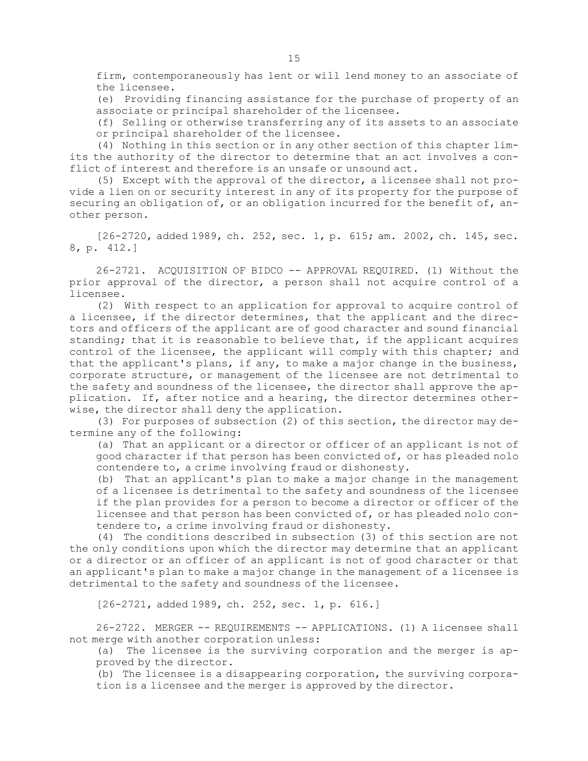firm, contemporaneously has lent or will lend money to an associate of the licensee.

(e) Providing financing assistance for the purchase of property of an associate or principal shareholder of the licensee.

(f) Selling or otherwise transferring any of its assets to an associate or principal shareholder of the licensee.

(4) Nothing in this section or in any other section of this chapter limits the authority of the director to determine that an act involves a conflict of interest and therefore is an unsafe or unsound act.

(5) Except with the approval of the director, a licensee shall not provide a lien on or security interest in any of its property for the purpose of securing an obligation of, or an obligation incurred for the benefit of, another person.

[26-2720, added 1989, ch. 252, sec. 1, p. 615; am. 2002, ch. 145, sec. 8, p. 412.]

26-2721. ACQUISITION OF BIDCO -- APPROVAL REQUIRED. (1) Without the prior approval of the director, a person shall not acquire control of a licensee.

(2) With respect to an application for approval to acquire control of a licensee, if the director determines, that the applicant and the directors and officers of the applicant are of good character and sound financial standing; that it is reasonable to believe that, if the applicant acquires control of the licensee, the applicant will comply with this chapter; and that the applicant's plans, if any, to make a major change in the business, corporate structure, or management of the licensee are not detrimental to the safety and soundness of the licensee, the director shall approve the application. If, after notice and a hearing, the director determines otherwise, the director shall deny the application.

(3) For purposes of subsection (2) of this section, the director may determine any of the following:

(a) That an applicant or a director or officer of an applicant is not of good character if that person has been convicted of, or has pleaded nolo contendere to, a crime involving fraud or dishonesty.

(b) That an applicant's plan to make a major change in the management of a licensee is detrimental to the safety and soundness of the licensee if the plan provides for a person to become a director or officer of the licensee and that person has been convicted of, or has pleaded nolo contendere to, a crime involving fraud or dishonesty.

(4) The conditions described in subsection (3) of this section are not the only conditions upon which the director may determine that an applicant or a director or an officer of an applicant is not of good character or that an applicant's plan to make a major change in the management of a licensee is detrimental to the safety and soundness of the licensee.

[26-2721, added 1989, ch. 252, sec. 1, p. 616.]

26-2722. MERGER -- REQUIREMENTS -- APPLICATIONS. (1) A licensee shall not merge with another corporation unless:

(a) The licensee is the surviving corporation and the merger is approved by the director.

(b) The licensee is a disappearing corporation, the surviving corporation is a licensee and the merger is approved by the director.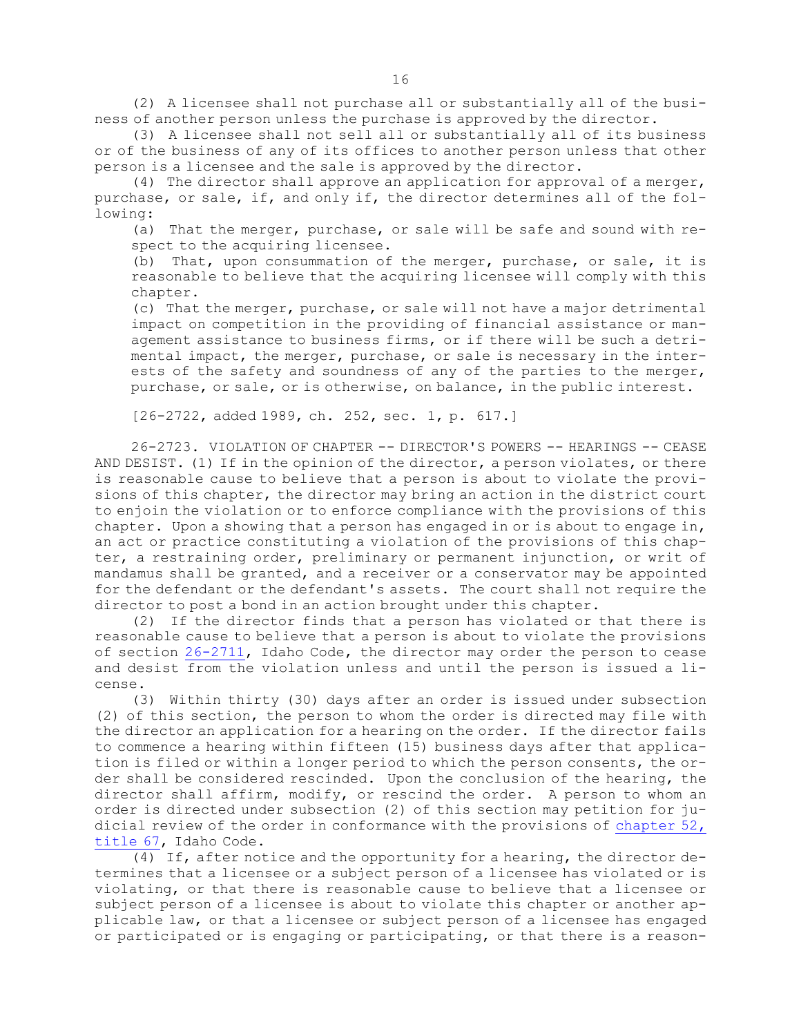(2) A licensee shall not purchase all or substantially all of the business of another person unless the purchase is approved by the director.

(3) A licensee shall not sell all or substantially all of its business or of the business of any of its offices to another person unless that other person is a licensee and the sale is approved by the director.

(4) The director shall approve an application for approval of a merger, purchase, or sale, if, and only if, the director determines all of the following:

(a) That the merger, purchase, or sale will be safe and sound with respect to the acquiring licensee.

(b) That, upon consummation of the merger, purchase, or sale, it is reasonable to believe that the acquiring licensee will comply with this chapter.

(c) That the merger, purchase, or sale will not have a major detrimental impact on competition in the providing of financial assistance or management assistance to business firms, or if there will be such a detrimental impact, the merger, purchase, or sale is necessary in the interests of the safety and soundness of any of the parties to the merger, purchase, or sale, or is otherwise, on balance, in the public interest.

[26-2722, added 1989, ch. 252, sec. 1, p. 617.]

26-2723. VIOLATION OF CHAPTER -- DIRECTOR'S POWERS -- HEARINGS -- CEASE AND DESIST. (1) If in the opinion of the director, a person violates, or there is reasonable cause to believe that a person is about to violate the provisions of this chapter, the director may bring an action in the district court to enjoin the violation or to enforce compliance with the provisions of this chapter. Upon a showing that a person has engaged in or is about to engage in, an act or practice constituting a violation of the provisions of this chapter, a restraining order, preliminary or permanent injunction, or writ of mandamus shall be granted, and a receiver or a conservator may be appointed for the defendant or the defendant's assets. The court shall not require the director to post a bond in an action brought under this chapter.

(2) If the director finds that a person has violated or that there is reasonable cause to believe that a person is about to violate the provisions of section 26-2711, Idaho Code, the director may order the person to cease and desist from the violation unless and until the person is issued a license.

(3) Within thirty (30) days after an order is issued under subsection (2) of this section, the person to whom the order is directed may file with the director an application for a hearing on the order. If the director fails to commence a hearing within fifteen (15) business days after that application is filed or within a longer period to which the person consents, the order shall be considered rescinded. Upon the conclusion of the hearing, the director shall affirm, modify, or rescind the order. A person to whom an order is directed under subsection (2) of this section may petition for judicial review of the order in conformance with the provisions of chapter 52, title 67, Idaho Code.

(4) If, after notice and the opportunity for a hearing, the director determines that a licensee or a subject person of a licensee has violated or is violating, or that there is reasonable cause to believe that a licensee or subject person of a licensee is about to violate this chapter or another applicable law, or that a licensee or subject person of a licensee has engaged or participated or is engaging or participating, or that there is a reason-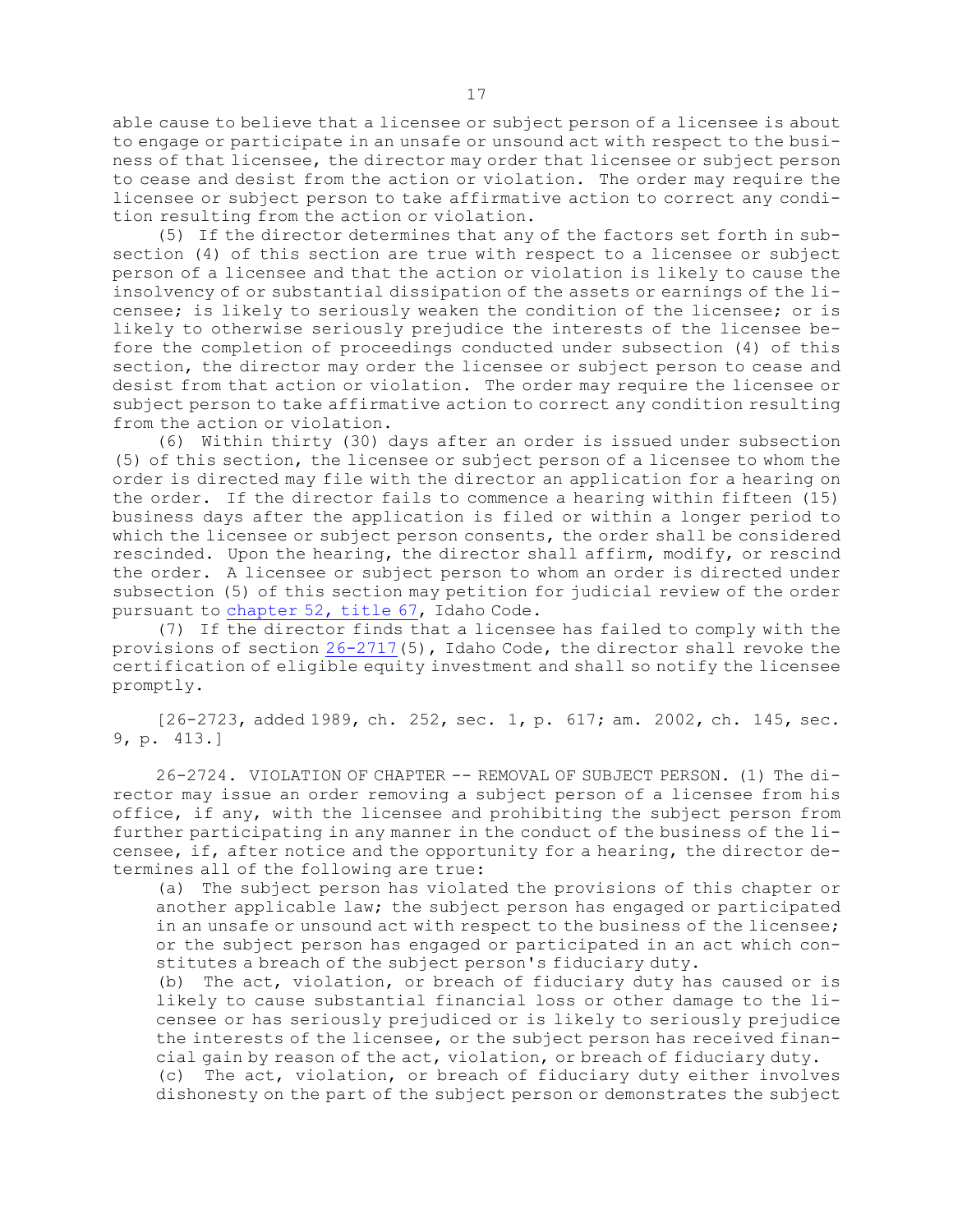able cause to believe that a licensee or subject person of a licensee is about to engage or participate in an unsafe or unsound act with respect to the business of that licensee, the director may order that licensee or subject person to cease and desist from the action or violation. The order may require the licensee or subject person to take affirmative action to correct any condition resulting from the action or violation.

(5) If the director determines that any of the factors set forth in subsection (4) of this section are true with respect to a licensee or subject person of a licensee and that the action or violation is likely to cause the insolvency of or substantial dissipation of the assets or earnings of the licensee; is likely to seriously weaken the condition of the licensee; or is likely to otherwise seriously prejudice the interests of the licensee before the completion of proceedings conducted under subsection (4) of this section, the director may order the licensee or subject person to cease and desist from that action or violation. The order may require the licensee or subject person to take affirmative action to correct any condition resulting from the action or violation.

(6) Within thirty (30) days after an order is issued under subsection (5) of this section, the licensee or subject person of a licensee to whom the order is directed may file with the director an application for a hearing on the order. If the director fails to commence a hearing within fifteen (15) business days after the application is filed or within a longer period to which the licensee or subject person consents, the order shall be considered rescinded. Upon the hearing, the director shall affirm, modify, or rescind the order. A licensee or subject person to whom an order is directed under subsection (5) of this section may petition for judicial review of the order pursuant to chapter 52, title 67, Idaho Code.

(7) If the director finds that a licensee has failed to comply with the provisions of section 26-2717(5), Idaho Code, the director shall revoke the certification of eligible equity investment and shall so notify the licensee promptly.

[26-2723, added 1989, ch. 252, sec. 1, p. 617; am. 2002, ch. 145, sec. 9, p. 413.]

26-2724. VIOLATION OF CHAPTER -- REMOVAL OF SUBJECT PERSON. (1) The director may issue an order removing a subject person of a licensee from his office, if any, with the licensee and prohibiting the subject person from further participating in any manner in the conduct of the business of the licensee, if, after notice and the opportunity for a hearing, the director determines all of the following are true:

(a) The subject person has violated the provisions of this chapter or another applicable law; the subject person has engaged or participated in an unsafe or unsound act with respect to the business of the licensee; or the subject person has engaged or participated in an act which constitutes a breach of the subject person's fiduciary duty.

(b) The act, violation, or breach of fiduciary duty has caused or is likely to cause substantial financial loss or other damage to the licensee or has seriously prejudiced or is likely to seriously prejudice the interests of the licensee, or the subject person has received financial gain by reason of the act, violation, or breach of fiduciary duty.

(c) The act, violation, or breach of fiduciary duty either involves dishonesty on the part of the subject person or demonstrates the subject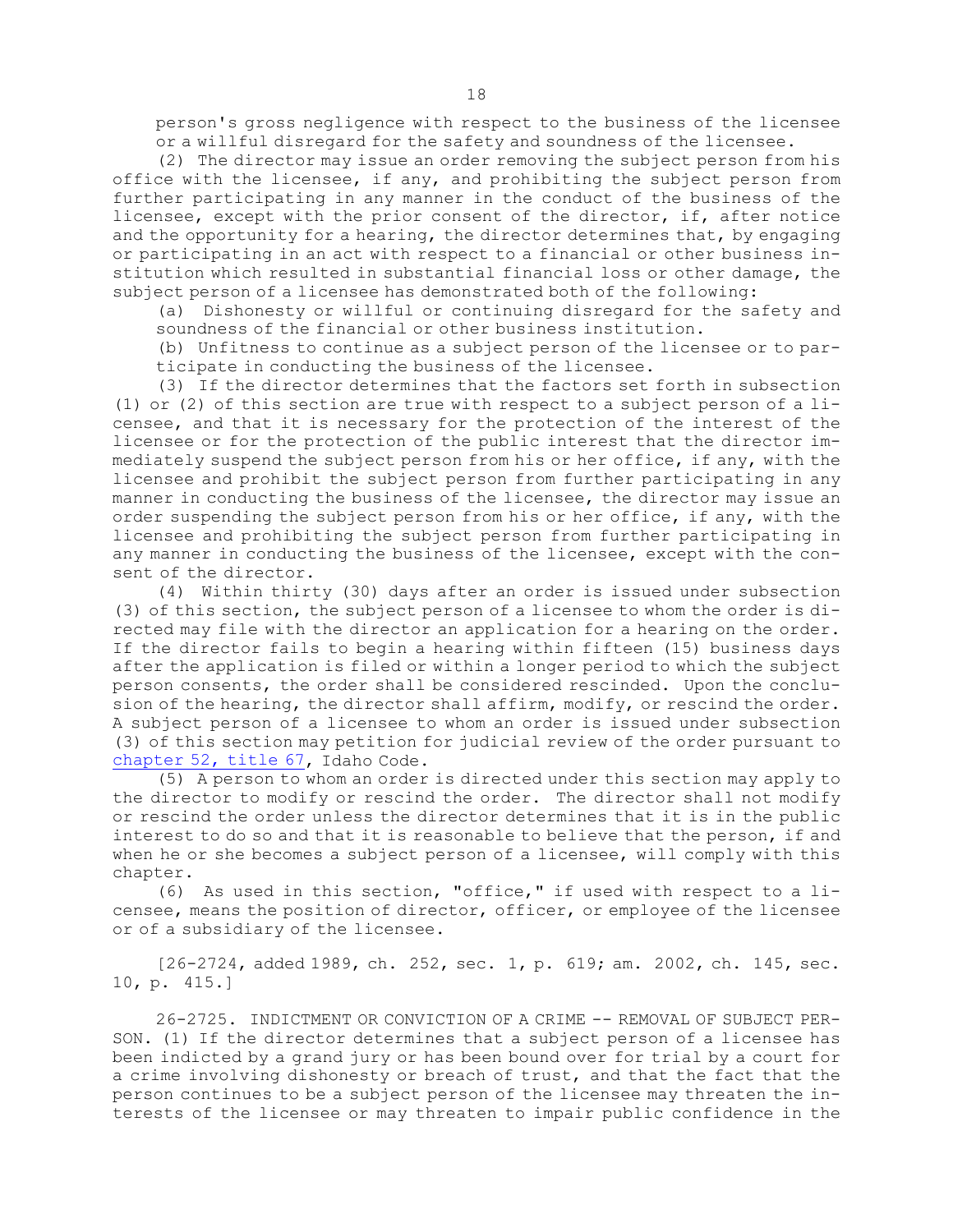person's gross negligence with respect to the business of the licensee or a willful disregard for the safety and soundness of the licensee.

(2) The director may issue an order removing the subject person from his office with the licensee, if any, and prohibiting the subject person from further participating in any manner in the conduct of the business of the licensee, except with the prior consent of the director, if, after notice and the opportunity for a hearing, the director determines that, by engaging or participating in an act with respect to a financial or other business institution which resulted in substantial financial loss or other damage, the subject person of a licensee has demonstrated both of the following:

(a) Dishonesty or willful or continuing disregard for the safety and soundness of the financial or other business institution.

(b) Unfitness to continue as a subject person of the licensee or to participate in conducting the business of the licensee.

(3) If the director determines that the factors set forth in subsection (1) or (2) of this section are true with respect to a subject person of a licensee, and that it is necessary for the protection of the interest of the licensee or for the protection of the public interest that the director immediately suspend the subject person from his or her office, if any, with the licensee and prohibit the subject person from further participating in any manner in conducting the business of the licensee, the director may issue an order suspending the subject person from his or her office, if any, with the licensee and prohibiting the subject person from further participating in any manner in conducting the business of the licensee, except with the consent of the director.

(4) Within thirty (30) days after an order is issued under subsection (3) of this section, the subject person of a licensee to whom the order is directed may file with the director an application for a hearing on the order. If the director fails to begin a hearing within fifteen (15) business days after the application is filed or within a longer period to which the subject person consents, the order shall be considered rescinded. Upon the conclusion of the hearing, the director shall affirm, modify, or rescind the order. A subject person of a licensee to whom an order is issued under subsection (3) of this section may petition for judicial review of the order pursuant to chapter 52, title 67, Idaho Code.

(5) A person to whom an order is directed under this section may apply to the director to modify or rescind the order. The director shall not modify or rescind the order unless the director determines that it is in the public interest to do so and that it is reasonable to believe that the person, if and when he or she becomes a subject person of a licensee, will comply with this chapter.

(6) As used in this section, "office," if used with respect to a licensee, means the position of director, officer, or employee of the licensee or of a subsidiary of the licensee.

[26-2724, added 1989, ch. 252, sec. 1, p. 619; am. 2002, ch. 145, sec. 10, p. 415.]

26-2725. INDICTMENT OR CONVICTION OF A CRIME -- REMOVAL OF SUBJECT PERSON. (1) If the director determines that a subject person of a licensee has been indicted by a grand jury or has been bound over for trial by a court for a crime involving dishonesty or breach of trust, and that the fact that the person continues to be a subject person of the licensee may threaten the interests of the licensee or may threaten to impair public confidence in the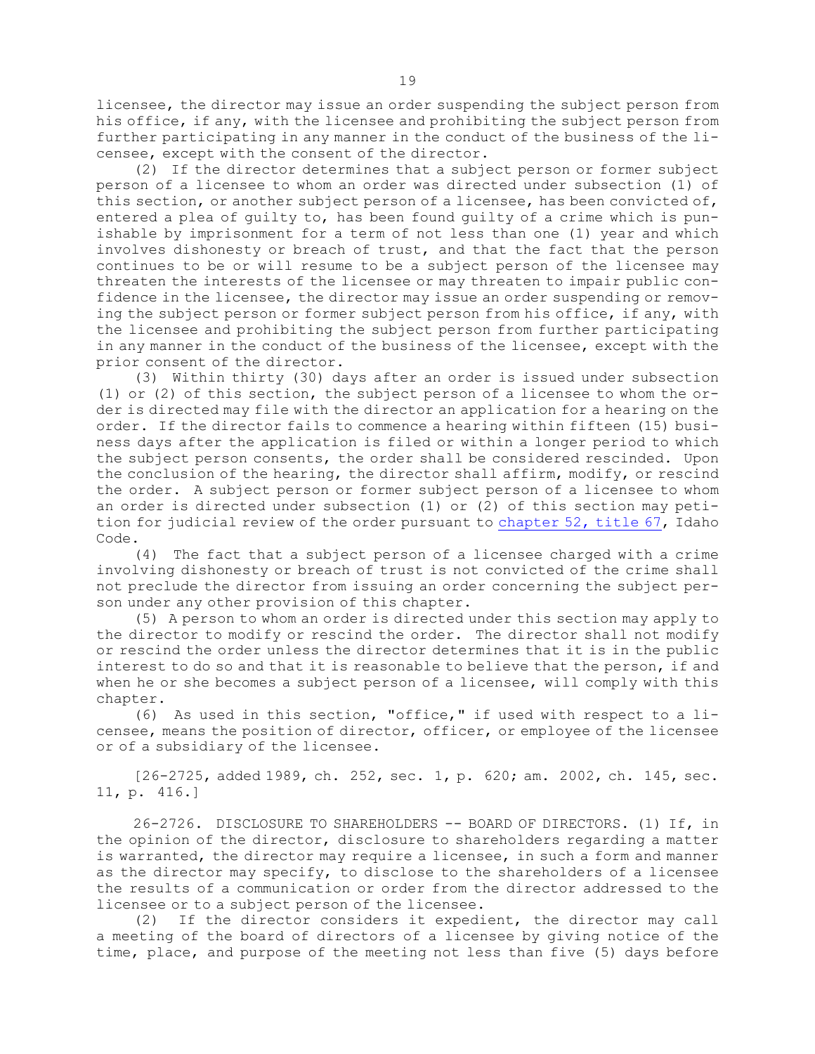licensee, the director may issue an order suspending the subject person from his office, if any, with the licensee and prohibiting the subject person from further participating in any manner in the conduct of the business of the licensee, except with the consent of the director.

(2) If the director determines that a subject person or former subject person of a licensee to whom an order was directed under subsection (1) of this section, or another subject person of a licensee, has been convicted of, entered a plea of guilty to, has been found guilty of a crime which is punishable by imprisonment for a term of not less than one (1) year and which involves dishonesty or breach of trust, and that the fact that the person continues to be or will resume to be a subject person of the licensee may threaten the interests of the licensee or may threaten to impair public confidence in the licensee, the director may issue an order suspending or removing the subject person or former subject person from his office, if any, with the licensee and prohibiting the subject person from further participating in any manner in the conduct of the business of the licensee, except with the prior consent of the director.

(3) Within thirty (30) days after an order is issued under subsection (1) or (2) of this section, the subject person of a licensee to whom the order is directed may file with the director an application for a hearing on the order. If the director fails to commence a hearing within fifteen (15) business days after the application is filed or within a longer period to which the subject person consents, the order shall be considered rescinded. Upon the conclusion of the hearing, the director shall affirm, modify, or rescind the order. A subject person or former subject person of a licensee to whom an order is directed under subsection (1) or (2) of this section may petition for judicial review of the order pursuant to chapter 52, title 67, Idaho Code.

(4) The fact that a subject person of a licensee charged with a crime involving dishonesty or breach of trust is not convicted of the crime shall not preclude the director from issuing an order concerning the subject person under any other provision of this chapter.

(5) A person to whom an order is directed under this section may apply to the director to modify or rescind the order. The director shall not modify or rescind the order unless the director determines that it is in the public interest to do so and that it is reasonable to believe that the person, if and when he or she becomes a subject person of a licensee, will comply with this chapter.

(6) As used in this section, "office," if used with respect to a licensee, means the position of director, officer, or employee of the licensee or of a subsidiary of the licensee.

[26-2725, added 1989, ch. 252, sec. 1, p. 620; am. 2002, ch. 145, sec. 11, p. 416.]

26-2726. DISCLOSURE TO SHAREHOLDERS -- BOARD OF DIRECTORS. (1) If, in the opinion of the director, disclosure to shareholders regarding a matter is warranted, the director may require a licensee, in such a form and manner as the director may specify, to disclose to the shareholders of a licensee the results of a communication or order from the director addressed to the licensee or to a subject person of the licensee.

(2) If the director considers it expedient, the director may call a meeting of the board of directors of a licensee by giving notice of the time, place, and purpose of the meeting not less than five (5) days before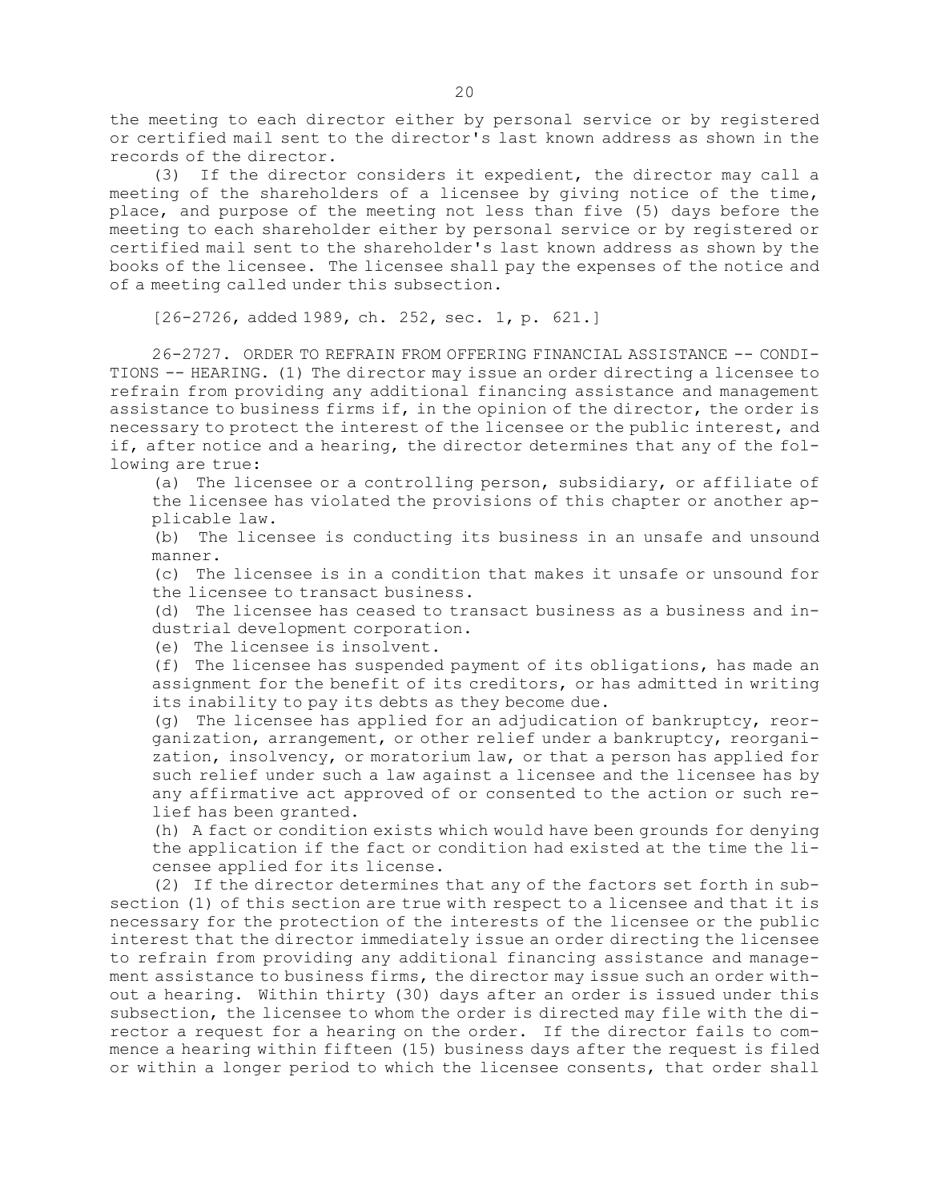the meeting to each director either by personal service or by registered or certified mail sent to the director's last known address as shown in the records of the director.

(3) If the director considers it expedient, the director may call a meeting of the shareholders of a licensee by giving notice of the time, place, and purpose of the meeting not less than five (5) days before the meeting to each shareholder either by personal service or by registered or certified mail sent to the shareholder's last known address as shown by the books of the licensee. The licensee shall pay the expenses of the notice and of a meeting called under this subsection.

[26-2726, added 1989, ch. 252, sec. 1, p. 621.]

26-2727. ORDER TO REFRAIN FROM OFFERING FINANCIAL ASSISTANCE -- CONDITIONS -- HEARING. (1) The director may issue an order directing a licensee to refrain from providing any additional financing assistance and management assistance to business firms if, in the opinion of the director, the order is necessary to protect the interest of the licensee or the public interest, and if, after notice and a hearing, the director determines that any of the following are true:

(a) The licensee or a controlling person, subsidiary, or affiliate of the licensee has violated the provisions of this chapter or another applicable law.

(b) The licensee is conducting its business in an unsafe and unsound manner.

(c) The licensee is in a condition that makes it unsafe or unsound for the licensee to transact business.

(d) The licensee has ceased to transact business as a business and industrial development corporation.

(e) The licensee is insolvent.

(f) The licensee has suspended payment of its obligations, has made an assignment for the benefit of its creditors, or has admitted in writing its inability to pay its debts as they become due.

(g) The licensee has applied for an adjudication of bankruptcy, reorganization, arrangement, or other relief under a bankruptcy, reorganization, insolvency, or moratorium law, or that a person has applied for such relief under such a law against a licensee and the licensee has by any affirmative act approved of or consented to the action or such relief has been granted.

(h) A fact or condition exists which would have been grounds for denying the application if the fact or condition had existed at the time the licensee applied for its license.

(2) If the director determines that any of the factors set forth in subsection (1) of this section are true with respect to a licensee and that it is necessary for the protection of the interests of the licensee or the public interest that the director immediately issue an order directing the licensee to refrain from providing any additional financing assistance and management assistance to business firms, the director may issue such an order without a hearing. Within thirty (30) days after an order is issued under this subsection, the licensee to whom the order is directed may file with the director a request for a hearing on the order. If the director fails to commence a hearing within fifteen (15) business days after the request is filed or within a longer period to which the licensee consents, that order shall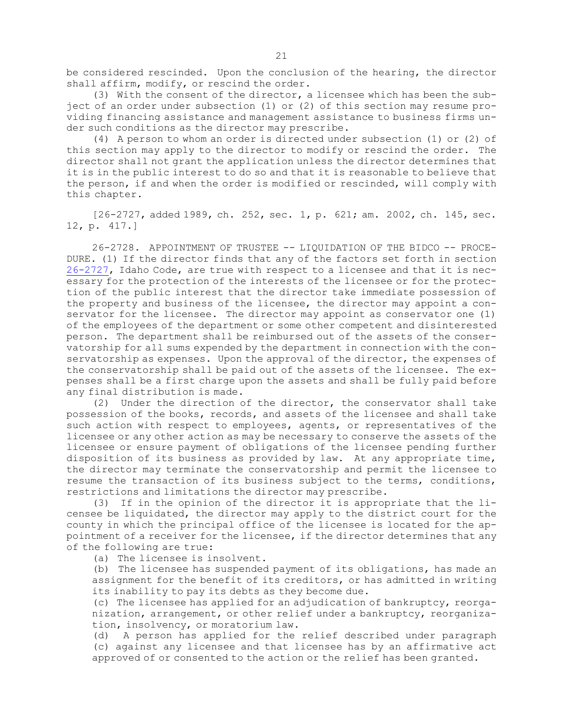be considered rescinded. Upon the conclusion of the hearing, the director shall affirm, modify, or rescind the order.

(3) With the consent of the director, a licensee which has been the subject of an order under subsection (1) or (2) of this section may resume providing financing assistance and management assistance to business firms under such conditions as the director may prescribe.

(4) A person to whom an order is directed under subsection (1) or (2) of this section may apply to the director to modify or rescind the order. The director shall not grant the application unless the director determines that it is in the public interest to do so and that it is reasonable to believe that the person, if and when the order is modified or rescinded, will comply with this chapter.

[26-2727, added 1989, ch. 252, sec. 1, p. 621; am. 2002, ch. 145, sec. 12, p. 417.]

26-2728. APPOINTMENT OF TRUSTEE -- LIQUIDATION OF THE BIDCO -- PROCEDURE. (1) If the director finds that any of the factors set forth in section 26-2727, Idaho Code, are true with respect to a licensee and that it is necessary for the protection of the interests of the licensee or for the protection of the public interest that the director take immediate possession of the property and business of the licensee, the director may appoint a conservator for the licensee. The director may appoint as conservator one (1) of the employees of the department or some other competent and disinterested person. The department shall be reimbursed out of the assets of the conservatorship for all sums expended by the department in connection with the conservatorship as expenses. Upon the approval of the director, the expenses of the conservatorship shall be paid out of the assets of the licensee. The expenses shall be a first charge upon the assets and shall be fully paid before any final distribution is made.

(2) Under the direction of the director, the conservator shall take possession of the books, records, and assets of the licensee and shall take such action with respect to employees, agents, or representatives of the licensee or any other action as may be necessary to conserve the assets of the licensee or ensure payment of obligations of the licensee pending further disposition of its business as provided by law. At any appropriate time, the director may terminate the conservatorship and permit the licensee to resume the transaction of its business subject to the terms, conditions, restrictions and limitations the director may prescribe.

(3) If in the opinion of the director it is appropriate that the licensee be liquidated, the director may apply to the district court for the county in which the principal office of the licensee is located for the appointment of a receiver for the licensee, if the director determines that any of the following are true:

(a) The licensee is insolvent.

(b) The licensee has suspended payment of its obligations, has made an assignment for the benefit of its creditors, or has admitted in writing its inability to pay its debts as they become due.

(c) The licensee has applied for an adjudication of bankruptcy, reorganization, arrangement, or other relief under a bankruptcy, reorganization, insolvency, or moratorium law.

(d) A person has applied for the relief described under paragraph (c) against any licensee and that licensee has by an affirmative act approved of or consented to the action or the relief has been granted.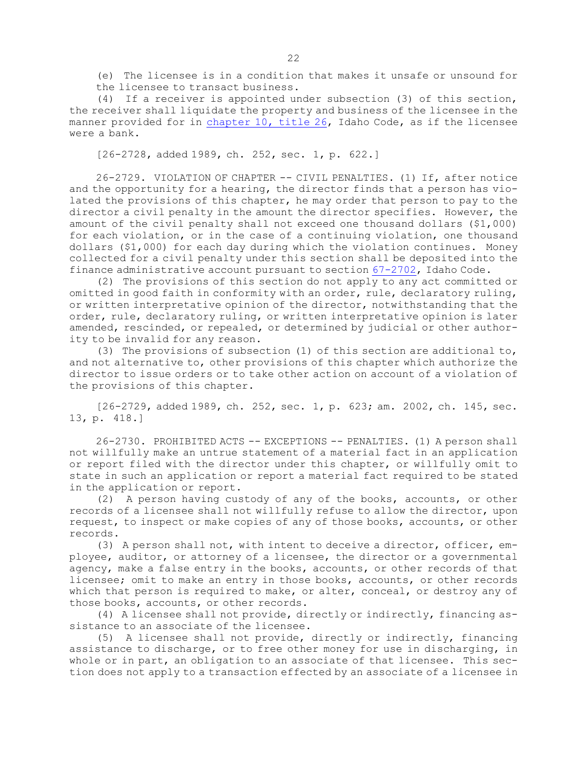(e) The licensee is in a condition that makes it unsafe or unsound for the licensee to transact business.

(4) If a receiver is appointed under subsection (3) of this section, the receiver shall liquidate the property and business of the licensee in the manner provided for in chapter 10, title 26, Idaho Code, as if the licensee were a bank.

[26-2728, added 1989, ch. 252, sec. 1, p. 622.]

26-2729. VIOLATION OF CHAPTER -- CIVIL PENALTIES. (1) If, after notice and the opportunity for a hearing, the director finds that a person has violated the provisions of this chapter, he may order that person to pay to the director a civil penalty in the amount the director specifies. However, the amount of the civil penalty shall not exceed one thousand dollars ($1,000) for each violation, or in the case of a continuing violation, one thousand dollars ($1,000) for each day during which the violation continues. Money collected for a civil penalty under this section shall be deposited into the finance administrative account pursuant to section 67-2702, Idaho Code.

(2) The provisions of this section do not apply to any act committed or omitted in good faith in conformity with an order, rule, declaratory ruling, or written interpretative opinion of the director, notwithstanding that the order, rule, declaratory ruling, or written interpretative opinion is later amended, rescinded, or repealed, or determined by judicial or other authority to be invalid for any reason.

(3) The provisions of subsection (1) of this section are additional to, and not alternative to, other provisions of this chapter which authorize the director to issue orders or to take other action on account of a violation of the provisions of this chapter.

[26-2729, added 1989, ch. 252, sec. 1, p. 623; am. 2002, ch. 145, sec. 13, p. 418.]

26-2730. PROHIBITED ACTS -- EXCEPTIONS -- PENALTIES. (1) A person shall not willfully make an untrue statement of a material fact in an application or report filed with the director under this chapter, or willfully omit to state in such an application or report a material fact required to be stated in the application or report.

(2) A person having custody of any of the books, accounts, or other records of a licensee shall not willfully refuse to allow the director, upon request, to inspect or make copies of any of those books, accounts, or other records.

(3) A person shall not, with intent to deceive a director, officer, employee, auditor, or attorney of a licensee, the director or a governmental agency, make a false entry in the books, accounts, or other records of that licensee; omit to make an entry in those books, accounts, or other records which that person is required to make, or alter, conceal, or destroy any of those books, accounts, or other records.

(4) A licensee shall not provide, directly or indirectly, financing assistance to an associate of the licensee.

(5) A licensee shall not provide, directly or indirectly, financing assistance to discharge, or to free other money for use in discharging, in whole or in part, an obligation to an associate of that licensee. This section does not apply to a transaction effected by an associate of a licensee in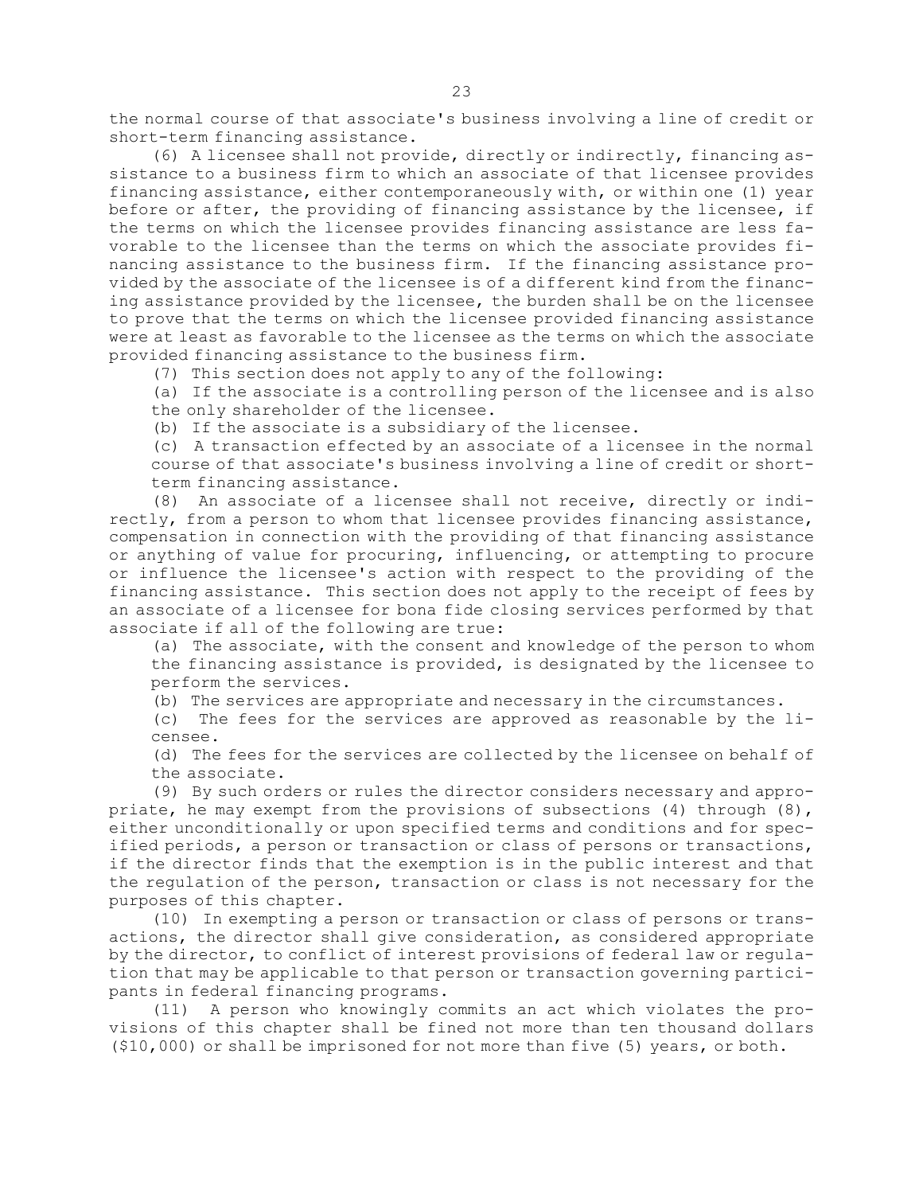the normal course of that associate's business involving a line of credit or short-term financing assistance.

(6) A licensee shall not provide, directly or indirectly, financing assistance to a business firm to which an associate of that licensee provides financing assistance, either contemporaneously with, or within one (1) year before or after, the providing of financing assistance by the licensee, if the terms on which the licensee provides financing assistance are less favorable to the licensee than the terms on which the associate provides financing assistance to the business firm. If the financing assistance provided by the associate of the licensee is of a different kind from the financing assistance provided by the licensee, the burden shall be on the licensee to prove that the terms on which the licensee provided financing assistance were at least as favorable to the licensee as the terms on which the associate provided financing assistance to the business firm.

(7) This section does not apply to any of the following:

(a) If the associate is a controlling person of the licensee and is also the only shareholder of the licensee.

(b) If the associate is a subsidiary of the licensee.

(c) A transaction effected by an associate of a licensee in the normal course of that associate's business involving a line of credit or short-term financing assistance.

(8) An associate of a licensee shall not receive, directly or indirectly, from a person to whom that licensee provides financing assistance, compensation in connection with the providing of that financing assistance or anything of value for procuring, influencing, or attempting to procure or influence the licensee's action with respect to the providing of the financing assistance. This section does not apply to the receipt of fees by an associate of a licensee for bona fide closing services performed by that associate if all of the following are true:

(a) The associate, with the consent and knowledge of the person to whom the financing assistance is provided, is designated by the licensee to perform the services.

(b) The services are appropriate and necessary in the circumstances.

(c) The fees for the services are approved as reasonable by the licensee.

(d) The fees for the services are collected by the licensee on behalf of the associate.

(9) By such orders or rules the director considers necessary and appropriate, he may exempt from the provisions of subsections (4) through (8), either unconditionally or upon specified terms and conditions and for specified periods, a person or transaction or class of persons or transactions, if the director finds that the exemption is in the public interest and that the regulation of the person, transaction or class is not necessary for the purposes of this chapter.

(10) In exempting a person or transaction or class of persons or transactions, the director shall give consideration, as considered appropriate by the director, to conflict of interest provisions of federal law or regulation that may be applicable to that person or transaction governing participants in federal financing programs.

(11) A person who knowingly commits an act which violates the provisions of this chapter shall be fined not more than ten thousand dollars ($10,000) or shall be imprisoned for not more than five (5) years, or both.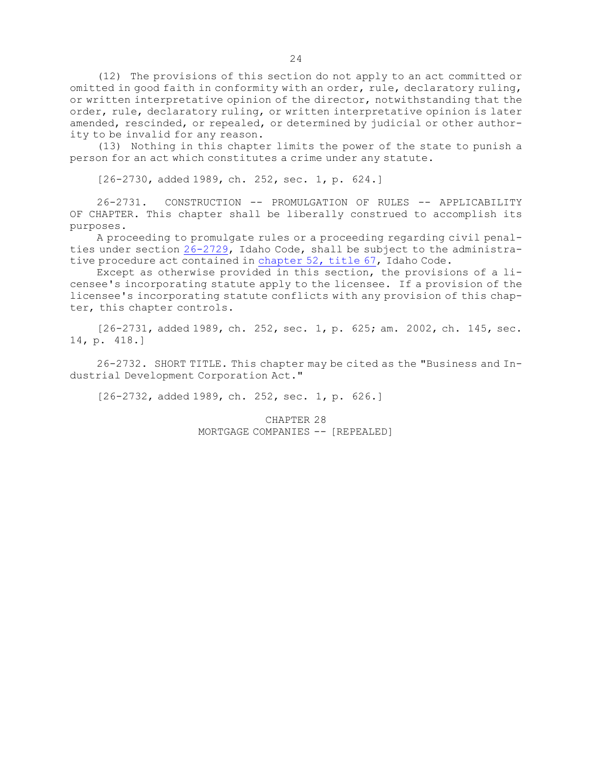(12) The provisions of this section do not apply to an act committed or omitted in good faith in conformity with an order, rule, declaratory ruling, or written interpretative opinion of the director, notwithstanding that the order, rule, declaratory ruling, or written interpretative opinion is later amended, rescinded, or repealed, or determined by judicial or other authority to be invalid for any reason.

(13) Nothing in this chapter limits the power of the state to punish a person for an act which constitutes a crime under any statute.

[26-2730, added 1989, ch. 252, sec. 1, p. 624.]

26-2731. CONSTRUCTION -- PROMULGATION OF RULES -- APPLICABILITY OF CHAPTER. This chapter shall be liberally construed to accomplish its purposes.

A proceeding to promulgate rules or a proceeding regarding civil penalties under section 26-2729, Idaho Code, shall be subject to the administrative procedure act contained in chapter 52, title 67, Idaho Code.

Except as otherwise provided in this section, the provisions of a licensee's incorporating statute apply to the licensee. If a provision of the licensee's incorporating statute conflicts with any provision of this chapter, this chapter controls.

[26-2731, added 1989, ch. 252, sec. 1, p. 625; am. 2002, ch. 145, sec. 14, p. 418.]

26-2732. SHORT TITLE. This chapter may be cited as the "Business and Industrial Development Corporation Act."

[26-2732, added 1989, ch. 252, sec. 1, p. 626.]

## CHAPTER 28
## MORTGAGE COMPANIES -- [REPEALED]